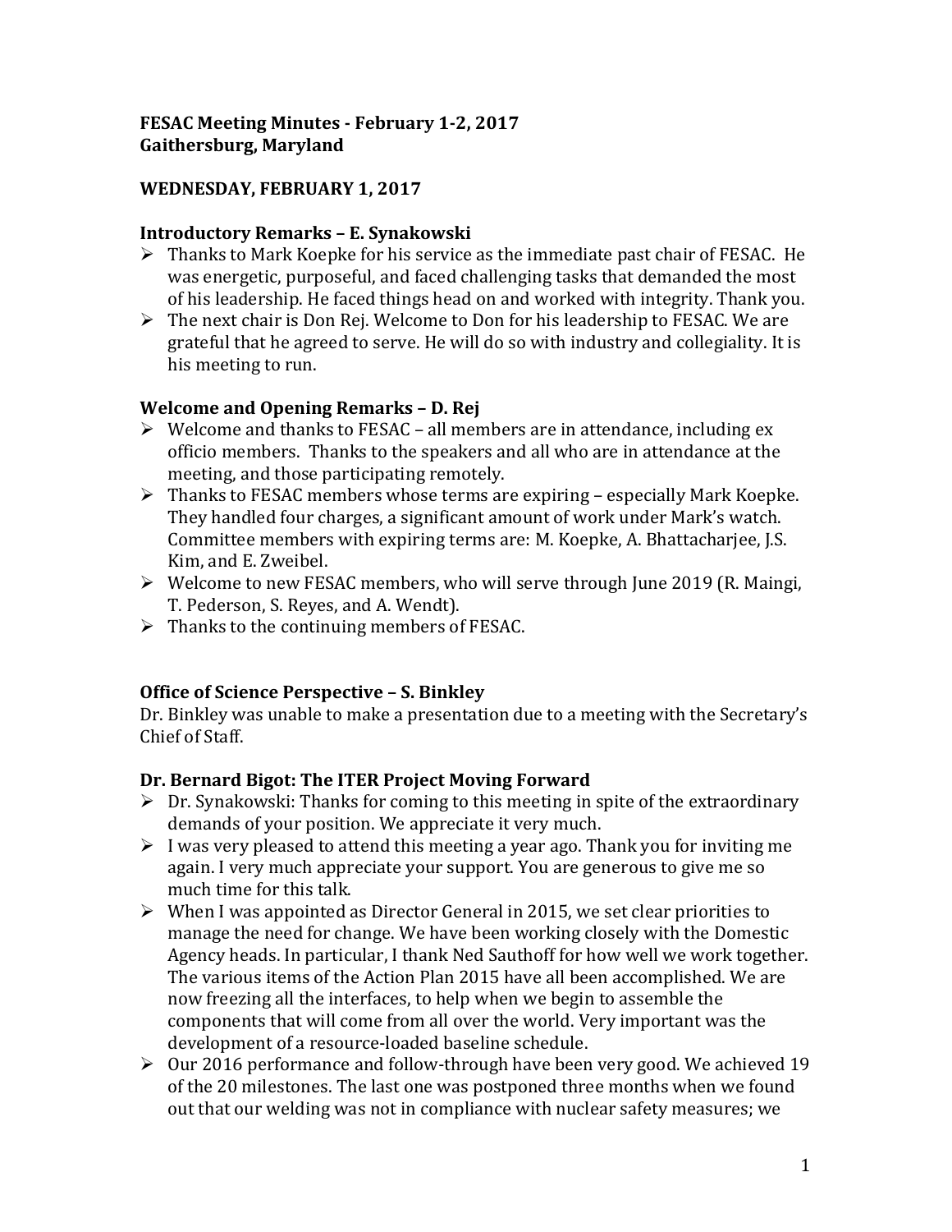**FESAC Meeting Minutes - February 1-2, 2017**
**Gaithersburg, Maryland**

**WEDNESDAY, FEBRUARY 1, 2017**

**Introductory Remarks – E. Synakowski**

- Thanks to Mark Koepke for his service as the immediate past chair of FESAC. He was energetic, purposeful, and faced challenging tasks that demanded the most of his leadership. He faced things head on and worked with integrity. Thank you.
- The next chair is Don Rej. Welcome to Don for his leadership to FESAC. We are grateful that he agreed to serve. He will do so with industry and collegiality. It is his meeting to run.

**Welcome and Opening Remarks – D. Rej**

- Welcome and thanks to FESAC – all members are in attendance, including ex officio members. Thanks to the speakers and all who are in attendance at the meeting, and those participating remotely.
- Thanks to FESAC members whose terms are expiring – especially Mark Koepke. They handled four charges, a significant amount of work under Mark's watch. Committee members with expiring terms are: M. Koepke, A. Bhattacharjee, J.S. Kim, and E. Zweibel.
- Welcome to new FESAC members, who will serve through June 2019 (R. Maingi, T. Pederson, S. Reyes, and A. Wendt).
- Thanks to the continuing members of FESAC.

**Office of Science Perspective – S. Binkley**

Dr. Binkley was unable to make a presentation due to a meeting with the Secretary's Chief of Staff.

**Dr. Bernard Bigot: The ITER Project Moving Forward**

- Dr. Synakowski: Thanks for coming to this meeting in spite of the extraordinary demands of your position. We appreciate it very much.
- I was very pleased to attend this meeting a year ago. Thank you for inviting me again. I very much appreciate your support. You are generous to give me so much time for this talk.
- When I was appointed as Director General in 2015, we set clear priorities to manage the need for change. We have been working closely with the Domestic Agency heads. In particular, I thank Ned Sauthoff for how well we work together. The various items of the Action Plan 2015 have all been accomplished. We are now freezing all the interfaces, to help when we begin to assemble the components that will come from all over the world. Very important was the development of a resource-loaded baseline schedule.
- Our 2016 performance and follow-through have been very good. We achieved 19 of the 20 milestones. The last one was postponed three months when we found out that our welding was not in compliance with nuclear safety measures; we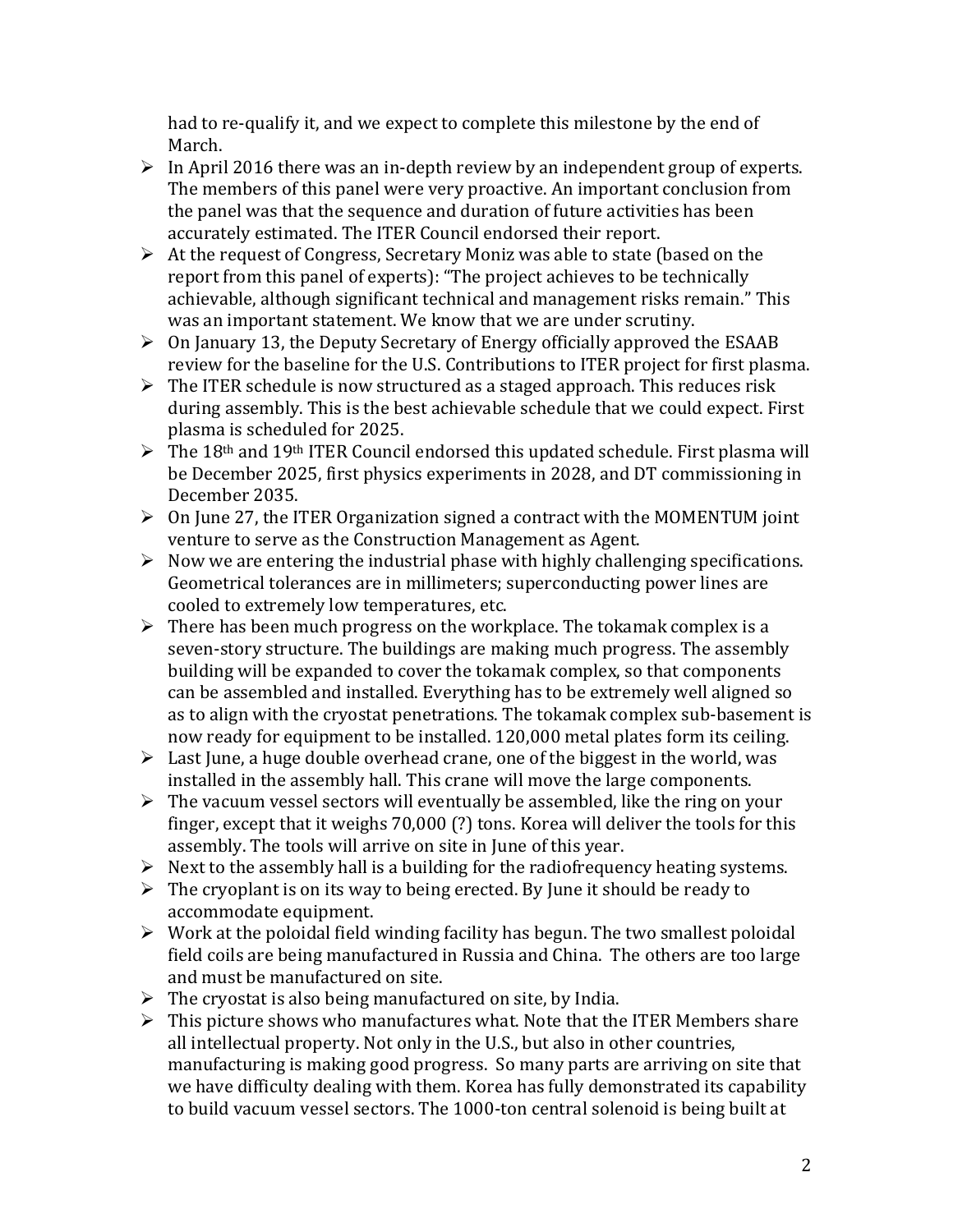had to re-qualify it, and we expect to complete this milestone by the end of March.

- In April 2016 there was an in-depth review by an independent group of experts. The members of this panel were very proactive. An important conclusion from the panel was that the sequence and duration of future activities has been accurately estimated. The ITER Council endorsed their report.
- At the request of Congress, Secretary Moniz was able to state (based on the report from this panel of experts): "The project achieves to be technically achievable, although significant technical and management risks remain." This was an important statement. We know that we are under scrutiny.
- On January 13, the Deputy Secretary of Energy officially approved the ESAAB review for the baseline for the U.S. Contributions to ITER project for first plasma.
- The ITER schedule is now structured as a staged approach. This reduces risk during assembly. This is the best achievable schedule that we could expect. First plasma is scheduled for 2025.
- The 18th and 19th ITER Council endorsed this updated schedule. First plasma will be December 2025, first physics experiments in 2028, and DT commissioning in December 2035.
- On June 27, the ITER Organization signed a contract with the MOMENTUM joint venture to serve as the Construction Management as Agent.
- Now we are entering the industrial phase with highly challenging specifications. Geometrical tolerances are in millimeters; superconducting power lines are cooled to extremely low temperatures, etc.
- There has been much progress on the workplace. The tokamak complex is a seven-story structure. The buildings are making much progress. The assembly building will be expanded to cover the tokamak complex, so that components can be assembled and installed. Everything has to be extremely well aligned so as to align with the cryostat penetrations. The tokamak complex sub-basement is now ready for equipment to be installed. 120,000 metal plates form its ceiling.
- Last June, a huge double overhead crane, one of the biggest in the world, was installed in the assembly hall. This crane will move the large components.
- The vacuum vessel sectors will eventually be assembled, like the ring on your finger, except that it weighs 70,000 (?) tons. Korea will deliver the tools for this assembly. The tools will arrive on site in June of this year.
- Next to the assembly hall is a building for the radiofrequency heating systems.
- The cryoplant is on its way to being erected. By June it should be ready to accommodate equipment.
- Work at the poloidal field winding facility has begun. The two smallest poloidal field coils are being manufactured in Russia and China. The others are too large and must be manufactured on site.
- The cryostat is also being manufactured on site, by India.
- This picture shows who manufactures what. Note that the ITER Members share all intellectual property. Not only in the U.S., but also in other countries, manufacturing is making good progress. So many parts are arriving on site that we have difficulty dealing with them. Korea has fully demonstrated its capability to build vacuum vessel sectors. The 1000-ton central solenoid is being built at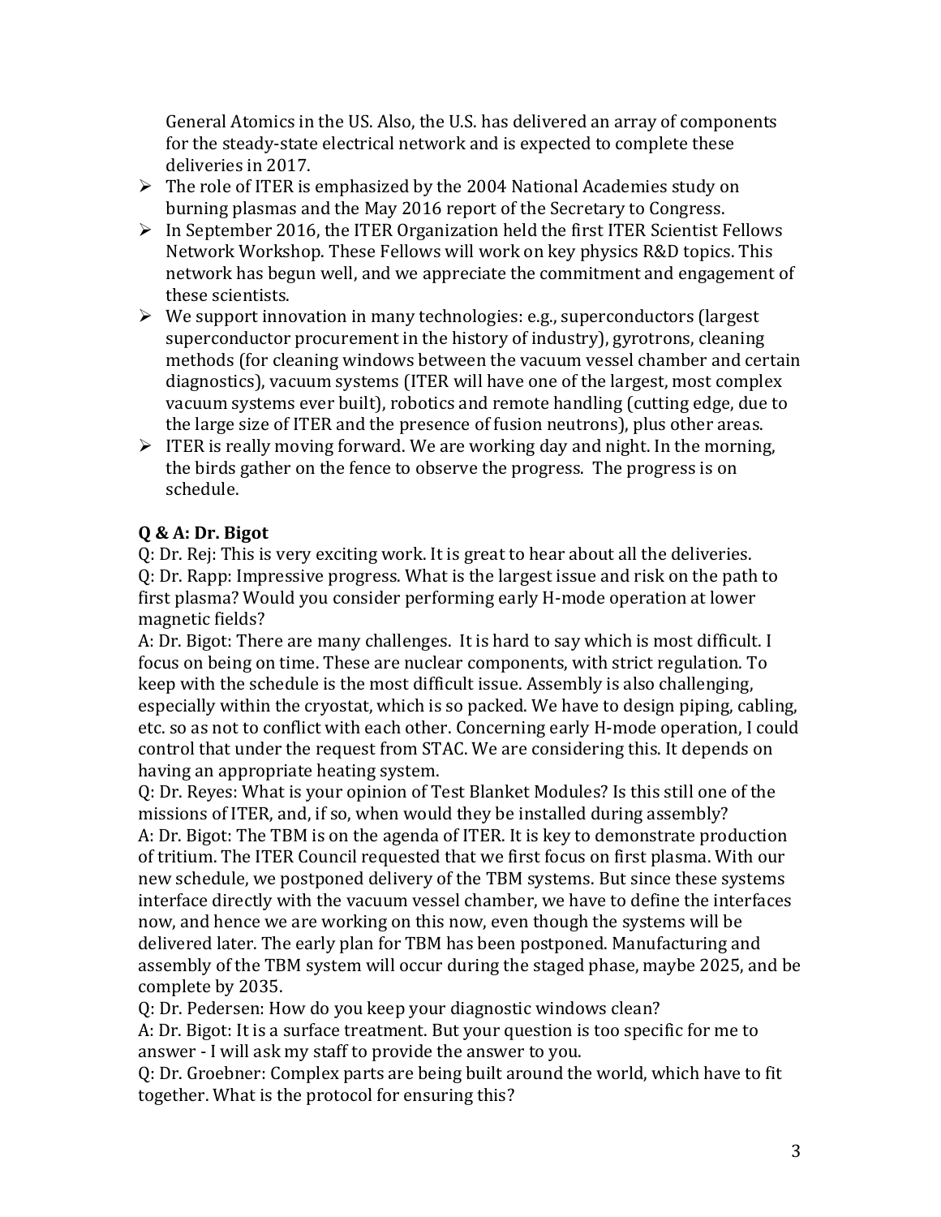General Atomics in the US. Also, the U.S. has delivered an array of components for the steady-state electrical network and is expected to complete these deliveries in 2017.

- The role of ITER is emphasized by the 2004 National Academies study on burning plasmas and the May 2016 report of the Secretary to Congress.
- In September 2016, the ITER Organization held the first ITER Scientist Fellows Network Workshop. These Fellows will work on key physics R&D topics. This network has begun well, and we appreciate the commitment and engagement of these scientists.
- We support innovation in many technologies: e.g., superconductors (largest superconductor procurement in the history of industry), gyrotrons, cleaning methods (for cleaning windows between the vacuum vessel chamber and certain diagnostics), vacuum systems (ITER will have one of the largest, most complex vacuum systems ever built), robotics and remote handling (cutting edge, due to the large size of ITER and the presence of fusion neutrons), plus other areas.
- ITER is really moving forward. We are working day and night. In the morning, the birds gather on the fence to observe the progress. The progress is on schedule.

**Q & A: Dr. Bigot**

Q: Dr. Rej: This is very exciting work. It is great to hear about all the deliveries.

Q: Dr. Rapp: Impressive progress. What is the largest issue and risk on the path to first plasma? Would you consider performing early H-mode operation at lower magnetic fields?

A: Dr. Bigot: There are many challenges. It is hard to say which is most difficult. I focus on being on time. These are nuclear components, with strict regulation. To keep with the schedule is the most difficult issue. Assembly is also challenging, especially within the cryostat, which is so packed. We have to design piping, cabling, etc. so as not to conflict with each other. Concerning early H-mode operation, I could control that under the request from STAC. We are considering this. It depends on having an appropriate heating system.

Q: Dr. Reyes: What is your opinion of Test Blanket Modules? Is this still one of the missions of ITER, and, if so, when would they be installed during assembly?

A: Dr. Bigot: The TBM is on the agenda of ITER. It is key to demonstrate production of tritium. The ITER Council requested that we first focus on first plasma. With our new schedule, we postponed delivery of the TBM systems. But since these systems interface directly with the vacuum vessel chamber, we have to define the interfaces now, and hence we are working on this now, even though the systems will be delivered later. The early plan for TBM has been postponed. Manufacturing and assembly of the TBM system will occur during the staged phase, maybe 2025, and be complete by 2035.

Q: Dr. Pedersen: How do you keep your diagnostic windows clean?

A: Dr. Bigot: It is a surface treatment. But your question is too specific for me to answer - I will ask my staff to provide the answer to you.

Q: Dr. Groebner: Complex parts are being built around the world, which have to fit together. What is the protocol for ensuring this?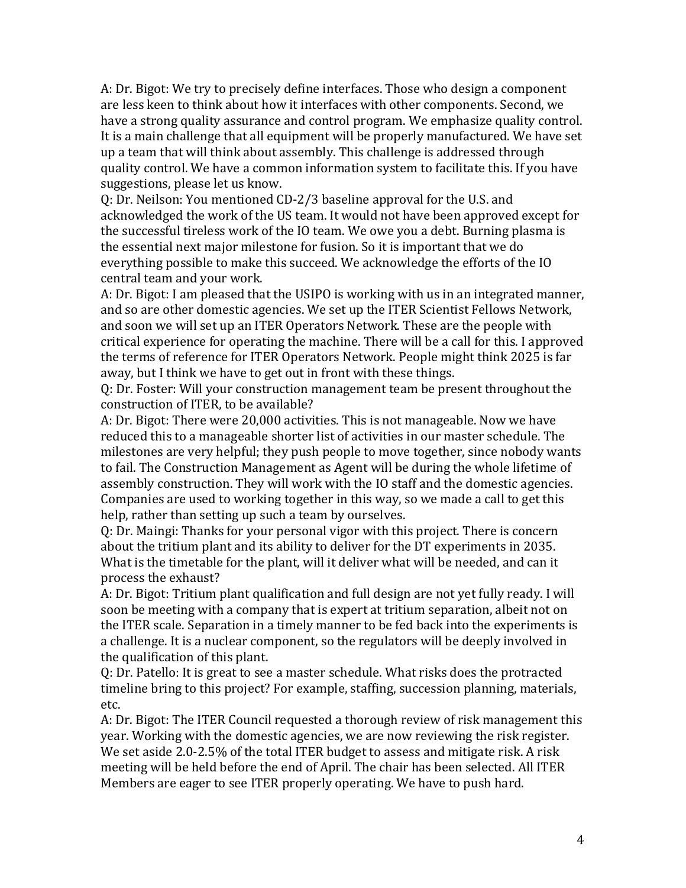A: Dr. Bigot: We try to precisely define interfaces. Those who design a component are less keen to think about how it interfaces with other components. Second, we have a strong quality assurance and control program. We emphasize quality control. It is a main challenge that all equipment will be properly manufactured. We have set up a team that will think about assembly. This challenge is addressed through quality control. We have a common information system to facilitate this. If you have suggestions, please let us know.

Q: Dr. Neilson: You mentioned CD-2/3 baseline approval for the U.S. and acknowledged the work of the US team. It would not have been approved except for the successful tireless work of the IO team. We owe you a debt. Burning plasma is the essential next major milestone for fusion. So it is important that we do everything possible to make this succeed. We acknowledge the efforts of the IO central team and your work.

A: Dr. Bigot: I am pleased that the USIPO is working with us in an integrated manner, and so are other domestic agencies. We set up the ITER Scientist Fellows Network, and soon we will set up an ITER Operators Network. These are the people with critical experience for operating the machine. There will be a call for this. I approved the terms of reference for ITER Operators Network. People might think 2025 is far away, but I think we have to get out in front with these things.

Q: Dr. Foster: Will your construction management team be present throughout the construction of ITER, to be available?

A: Dr. Bigot: There were 20,000 activities. This is not manageable. Now we have reduced this to a manageable shorter list of activities in our master schedule. The milestones are very helpful; they push people to move together, since nobody wants to fail. The Construction Management as Agent will be during the whole lifetime of assembly construction. They will work with the IO staff and the domestic agencies. Companies are used to working together in this way, so we made a call to get this help, rather than setting up such a team by ourselves.

Q: Dr. Maingi: Thanks for your personal vigor with this project. There is concern about the tritium plant and its ability to deliver for the DT experiments in 2035. What is the timetable for the plant, will it deliver what will be needed, and can it process the exhaust?

A: Dr. Bigot: Tritium plant qualification and full design are not yet fully ready. I will soon be meeting with a company that is expert at tritium separation, albeit not on the ITER scale. Separation in a timely manner to be fed back into the experiments is a challenge. It is a nuclear component, so the regulators will be deeply involved in the qualification of this plant.

Q: Dr. Patello: It is great to see a master schedule. What risks does the protracted timeline bring to this project? For example, staffing, succession planning, materials, etc.

A: Dr. Bigot: The ITER Council requested a thorough review of risk management this year. Working with the domestic agencies, we are now reviewing the risk register. We set aside 2.0-2.5% of the total ITER budget to assess and mitigate risk. A risk meeting will be held before the end of April. The chair has been selected. All ITER Members are eager to see ITER properly operating. We have to push hard.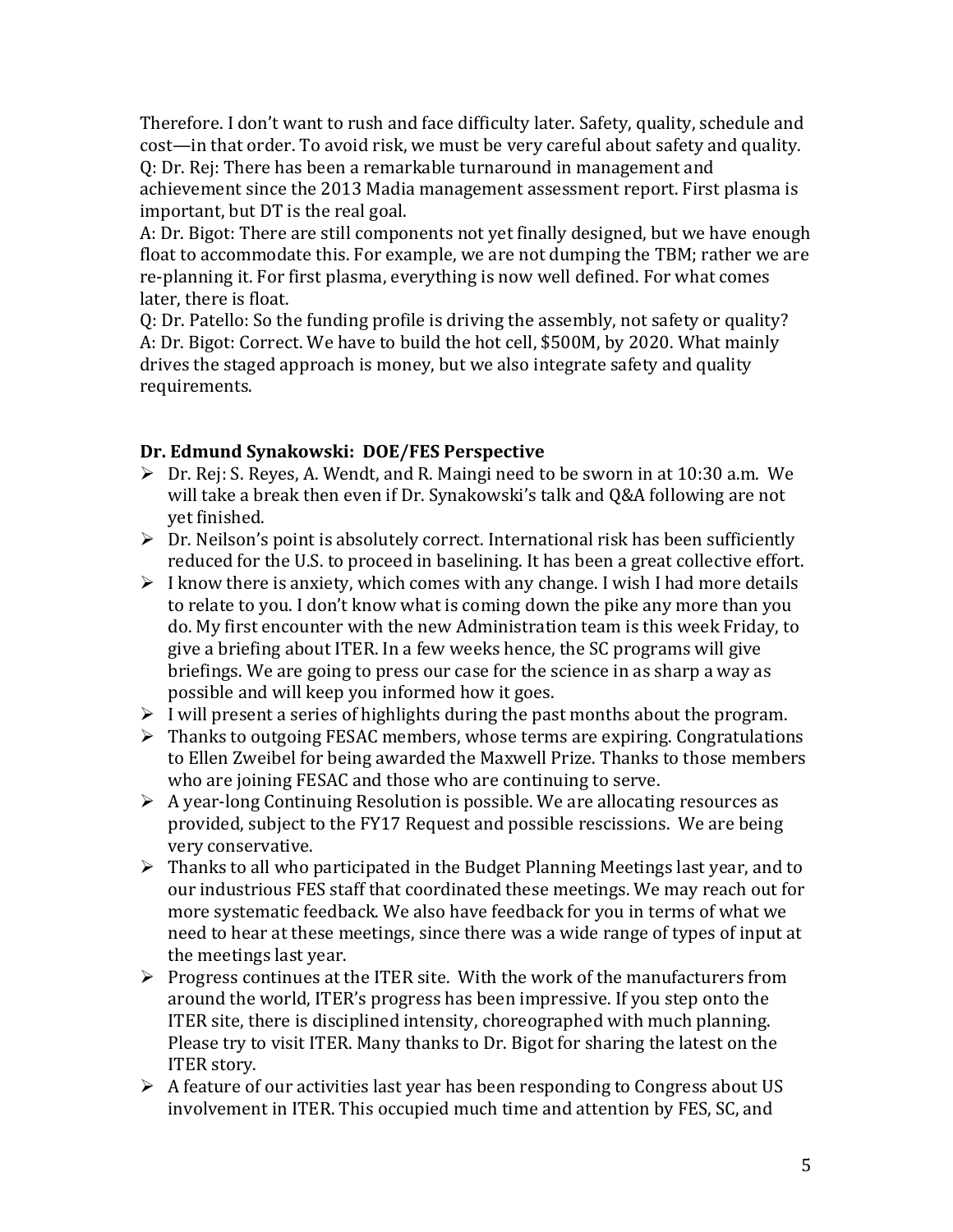Therefore. I don't want to rush and face difficulty later. Safety, quality, schedule and cost—in that order. To avoid risk, we must be very careful about safety and quality.
Q: Dr. Rej: There has been a remarkable turnaround in management and achievement since the 2013 Madia management assessment report. First plasma is important, but DT is the real goal.
A: Dr. Bigot: There are still components not yet finally designed, but we have enough float to accommodate this. For example, we are not dumping the TBM; rather we are re-planning it. For first plasma, everything is now well defined. For what comes later, there is float.
Q: Dr. Patello: So the funding profile is driving the assembly, not safety or quality?
A: Dr. Bigot: Correct. We have to build the hot cell, $500M, by 2020. What mainly drives the staged approach is money, but we also integrate safety and quality requirements.

**Dr. Edmund Synakowski: DOE/FES Perspective**

- Dr. Rej: S. Reyes, A. Wendt, and R. Maingi need to be sworn in at 10:30 a.m. We will take a break then even if Dr. Synakowski's talk and Q&A following are not yet finished.
- Dr. Neilson's point is absolutely correct. International risk has been sufficiently reduced for the U.S. to proceed in baselining. It has been a great collective effort.
- I know there is anxiety, which comes with any change. I wish I had more details to relate to you. I don't know what is coming down the pike any more than you do. My first encounter with the new Administration team is this week Friday, to give a briefing about ITER. In a few weeks hence, the SC programs will give briefings. We are going to press our case for the science in as sharp a way as possible and will keep you informed how it goes.
- I will present a series of highlights during the past months about the program.
- Thanks to outgoing FESAC members, whose terms are expiring. Congratulations to Ellen Zweibel for being awarded the Maxwell Prize. Thanks to those members who are joining FESAC and those who are continuing to serve.
- A year-long Continuing Resolution is possible. We are allocating resources as provided, subject to the FY17 Request and possible rescissions. We are being very conservative.
- Thanks to all who participated in the Budget Planning Meetings last year, and to our industrious FES staff that coordinated these meetings. We may reach out for more systematic feedback. We also have feedback for you in terms of what we need to hear at these meetings, since there was a wide range of types of input at the meetings last year.
- Progress continues at the ITER site. With the work of the manufacturers from around the world, ITER's progress has been impressive. If you step onto the ITER site, there is disciplined intensity, choreographed with much planning. Please try to visit ITER. Many thanks to Dr. Bigot for sharing the latest on the ITER story.
- A feature of our activities last year has been responding to Congress about US involvement in ITER. This occupied much time and attention by FES, SC, and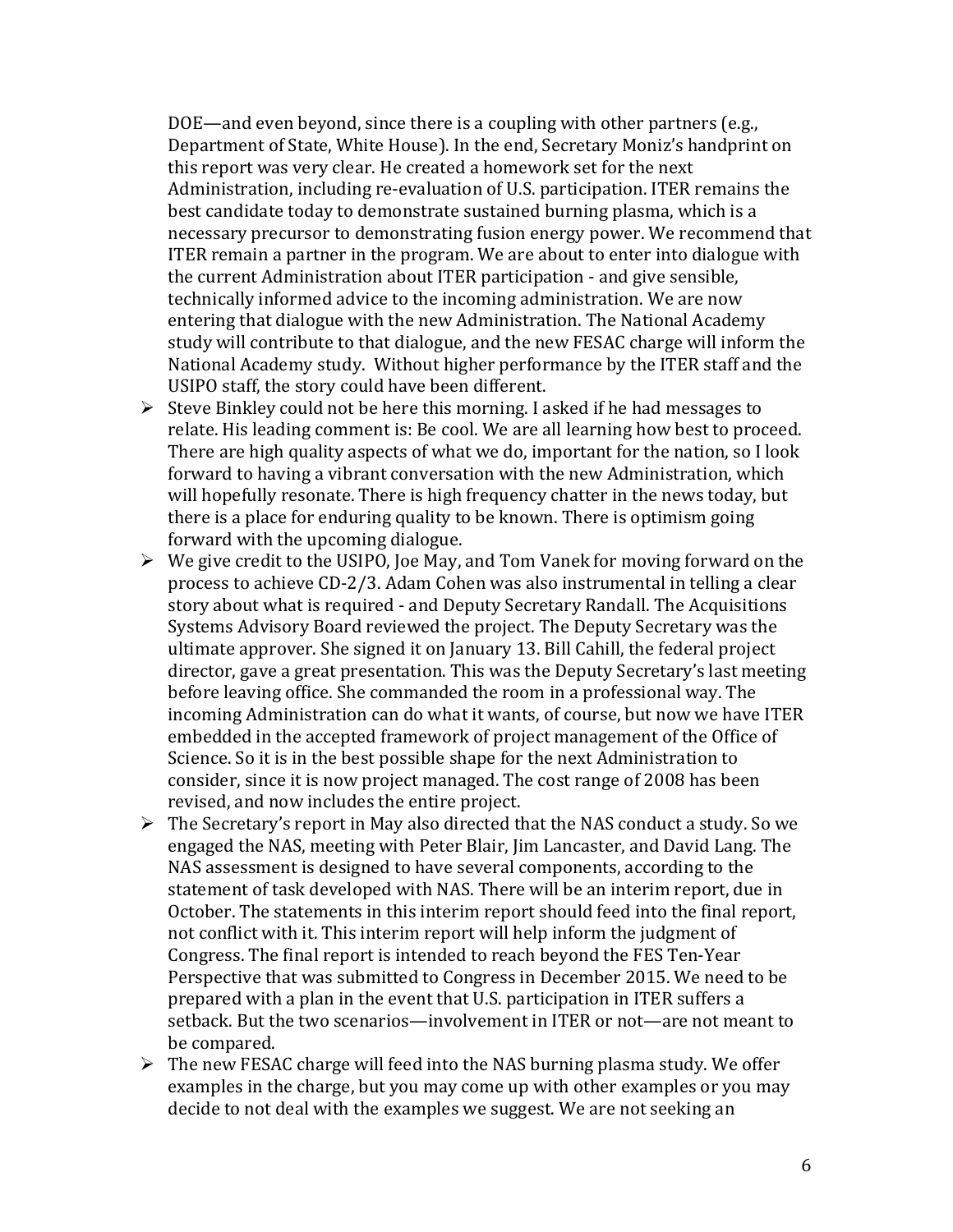DOE—and even beyond, since there is a coupling with other partners (e.g., Department of State, White House). In the end, Secretary Moniz's handprint on this report was very clear. He created a homework set for the next Administration, including re-evaluation of U.S. participation. ITER remains the best candidate today to demonstrate sustained burning plasma, which is a necessary precursor to demonstrating fusion energy power. We recommend that ITER remain a partner in the program. We are about to enter into dialogue with the current Administration about ITER participation - and give sensible, technically informed advice to the incoming administration. We are now entering that dialogue with the new Administration. The National Academy study will contribute to that dialogue, and the new FESAC charge will inform the National Academy study. Without higher performance by the ITER staff and the USIPO staff, the story could have been different.

- Steve Binkley could not be here this morning. I asked if he had messages to relate. His leading comment is: Be cool. We are all learning how best to proceed. There are high quality aspects of what we do, important for the nation, so I look forward to having a vibrant conversation with the new Administration, which will hopefully resonate. There is high frequency chatter in the news today, but there is a place for enduring quality to be known. There is optimism going forward with the upcoming dialogue.
- We give credit to the USIPO, Joe May, and Tom Vanek for moving forward on the process to achieve CD-2/3. Adam Cohen was also instrumental in telling a clear story about what is required - and Deputy Secretary Randall. The Acquisitions Systems Advisory Board reviewed the project. The Deputy Secretary was the ultimate approver. She signed it on January 13. Bill Cahill, the federal project director, gave a great presentation. This was the Deputy Secretary's last meeting before leaving office. She commanded the room in a professional way. The incoming Administration can do what it wants, of course, but now we have ITER embedded in the accepted framework of project management of the Office of Science. So it is in the best possible shape for the next Administration to consider, since it is now project managed. The cost range of 2008 has been revised, and now includes the entire project.
- The Secretary's report in May also directed that the NAS conduct a study. So we engaged the NAS, meeting with Peter Blair, Jim Lancaster, and David Lang. The NAS assessment is designed to have several components, according to the statement of task developed with NAS. There will be an interim report, due in October. The statements in this interim report should feed into the final report, not conflict with it. This interim report will help inform the judgment of Congress. The final report is intended to reach beyond the FES Ten-Year Perspective that was submitted to Congress in December 2015. We need to be prepared with a plan in the event that U.S. participation in ITER suffers a setback. But the two scenarios—involvement in ITER or not—are not meant to be compared.
- The new FESAC charge will feed into the NAS burning plasma study. We offer examples in the charge, but you may come up with other examples or you may decide to not deal with the examples we suggest. We are not seeking an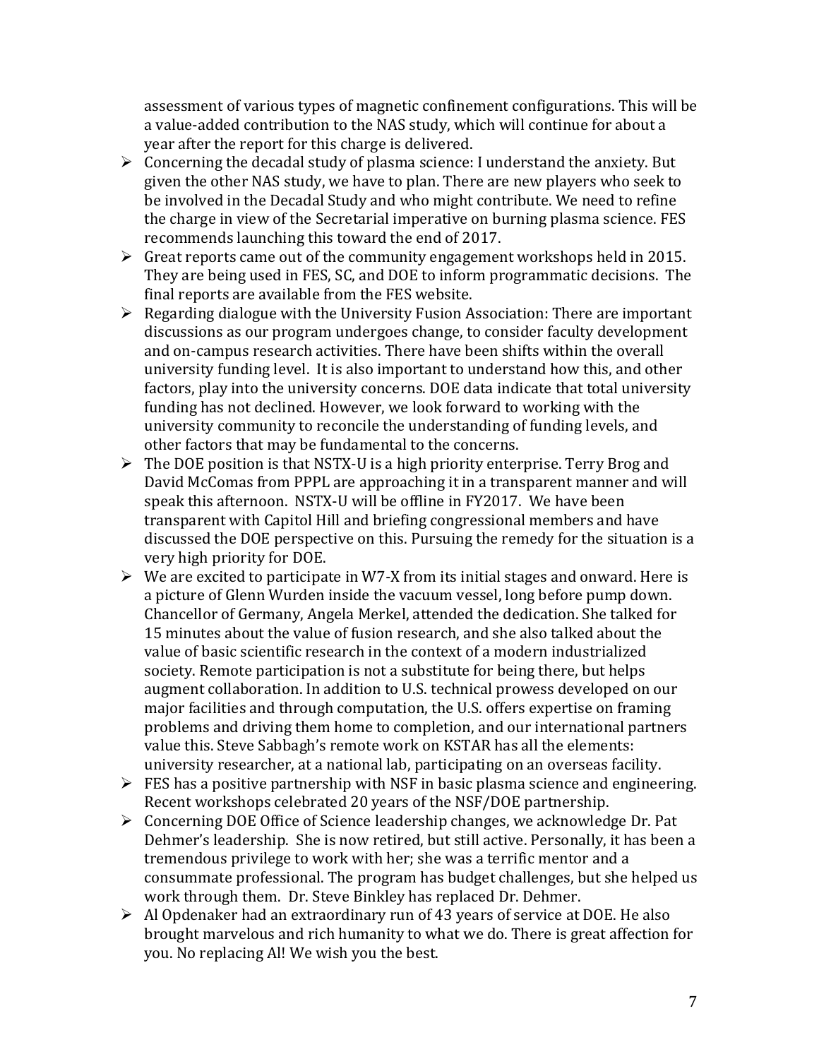assessment of various types of magnetic confinement configurations. This will be a value-added contribution to the NAS study, which will continue for about a year after the report for this charge is delivered.

- Concerning the decadal study of plasma science: I understand the anxiety. But given the other NAS study, we have to plan. There are new players who seek to be involved in the Decadal Study and who might contribute. We need to refine the charge in view of the Secretarial imperative on burning plasma science. FES recommends launching this toward the end of 2017.
- Great reports came out of the community engagement workshops held in 2015. They are being used in FES, SC, and DOE to inform programmatic decisions. The final reports are available from the FES website.
- Regarding dialogue with the University Fusion Association: There are important discussions as our program undergoes change, to consider faculty development and on-campus research activities. There have been shifts within the overall university funding level. It is also important to understand how this, and other factors, play into the university concerns. DOE data indicate that total university funding has not declined. However, we look forward to working with the university community to reconcile the understanding of funding levels, and other factors that may be fundamental to the concerns.
- The DOE position is that NSTX-U is a high priority enterprise. Terry Brog and David McComas from PPPL are approaching it in a transparent manner and will speak this afternoon. NSTX-U will be offline in FY2017. We have been transparent with Capitol Hill and briefing congressional members and have discussed the DOE perspective on this. Pursuing the remedy for the situation is a very high priority for DOE.
- We are excited to participate in W7-X from its initial stages and onward. Here is a picture of Glenn Wurden inside the vacuum vessel, long before pump down. Chancellor of Germany, Angela Merkel, attended the dedication. She talked for 15 minutes about the value of fusion research, and she also talked about the value of basic scientific research in the context of a modern industrialized society. Remote participation is not a substitute for being there, but helps augment collaboration. In addition to U.S. technical prowess developed on our major facilities and through computation, the U.S. offers expertise on framing problems and driving them home to completion, and our international partners value this. Steve Sabbagh's remote work on KSTAR has all the elements: university researcher, at a national lab, participating on an overseas facility.
- FES has a positive partnership with NSF in basic plasma science and engineering. Recent workshops celebrated 20 years of the NSF/DOE partnership.
- Concerning DOE Office of Science leadership changes, we acknowledge Dr. Pat Dehmer's leadership. She is now retired, but still active. Personally, it has been a tremendous privilege to work with her; she was a terrific mentor and a consummate professional. The program has budget challenges, but she helped us work through them. Dr. Steve Binkley has replaced Dr. Dehmer.
- Al Opdenaker had an extraordinary run of 43 years of service at DOE. He also brought marvelous and rich humanity to what we do. There is great affection for you. No replacing Al! We wish you the best.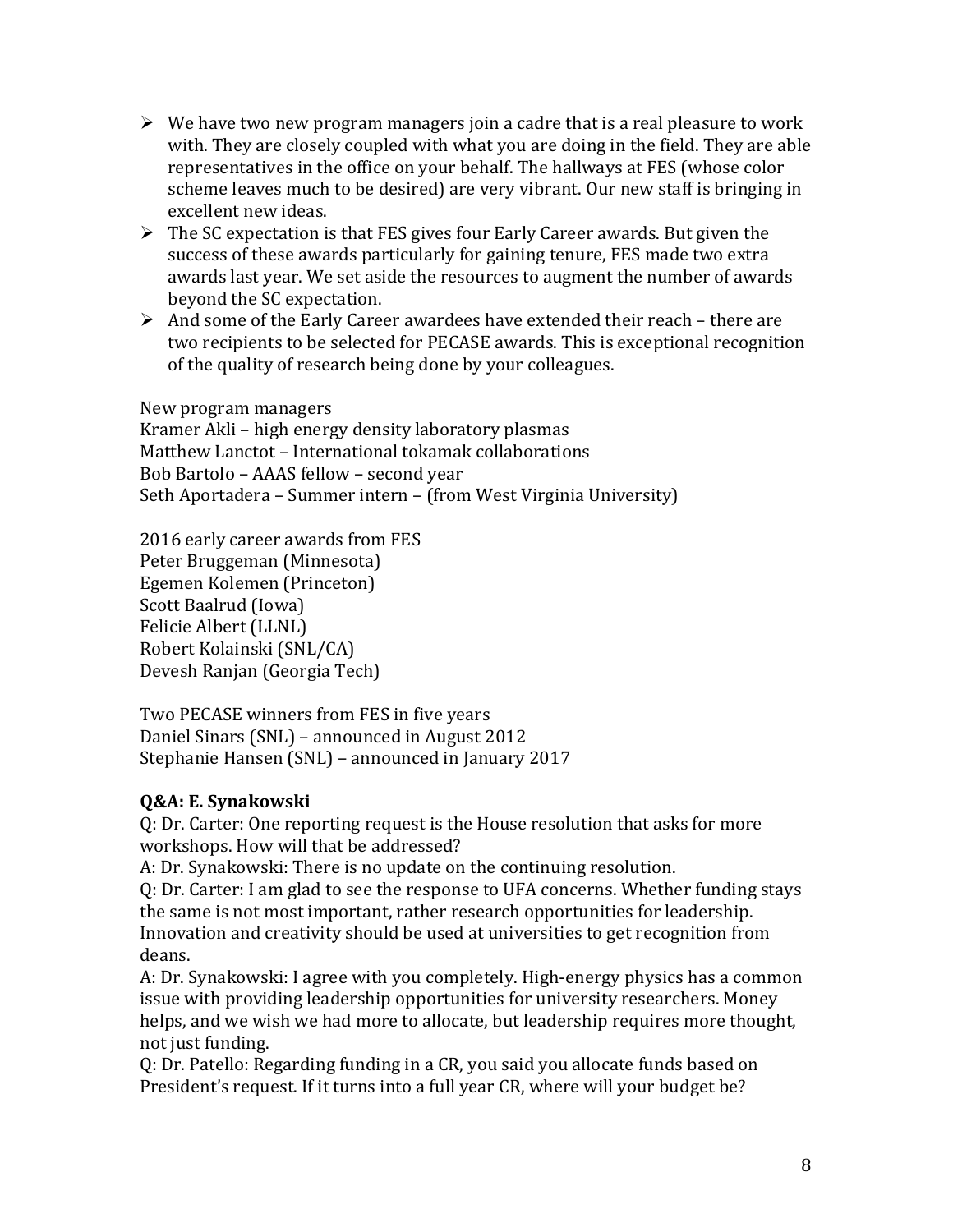- We have two new program managers join a cadre that is a real pleasure to work with. They are closely coupled with what you are doing in the field. They are able representatives in the office on your behalf. The hallways at FES (whose color scheme leaves much to be desired) are very vibrant. Our new staff is bringing in excellent new ideas.
- The SC expectation is that FES gives four Early Career awards. But given the success of these awards particularly for gaining tenure, FES made two extra awards last year. We set aside the resources to augment the number of awards beyond the SC expectation.
- And some of the Early Career awardees have extended their reach – there are two recipients to be selected for PECASE awards. This is exceptional recognition of the quality of research being done by your colleagues.

New program managers
Kramer Akli – high energy density laboratory plasmas
Matthew Lanctot – International tokamak collaborations
Bob Bartolo – AAAS fellow – second year
Seth Aportadera – Summer intern – (from West Virginia University)

2016 early career awards from FES
Peter Bruggeman (Minnesota)
Egemen Kolemen (Princeton)
Scott Baalrud (Iowa)
Felicie Albert (LLNL)
Robert Kolainski (SNL/CA)
Devesh Ranjan (Georgia Tech)

Two PECASE winners from FES in five years
Daniel Sinars (SNL) – announced in August 2012
Stephanie Hansen (SNL) – announced in January 2017

**Q&A: E. Synakowski**

Q: Dr. Carter: One reporting request is the House resolution that asks for more workshops. How will that be addressed?
A: Dr. Synakowski: There is no update on the continuing resolution.
Q: Dr. Carter: I am glad to see the response to UFA concerns. Whether funding stays the same is not most important, rather research opportunities for leadership. Innovation and creativity should be used at universities to get recognition from deans.
A: Dr. Synakowski: I agree with you completely. High-energy physics has a common issue with providing leadership opportunities for university researchers. Money helps, and we wish we had more to allocate, but leadership requires more thought, not just funding.
Q: Dr. Patello: Regarding funding in a CR, you said you allocate funds based on President's request. If it turns into a full year CR, where will your budget be?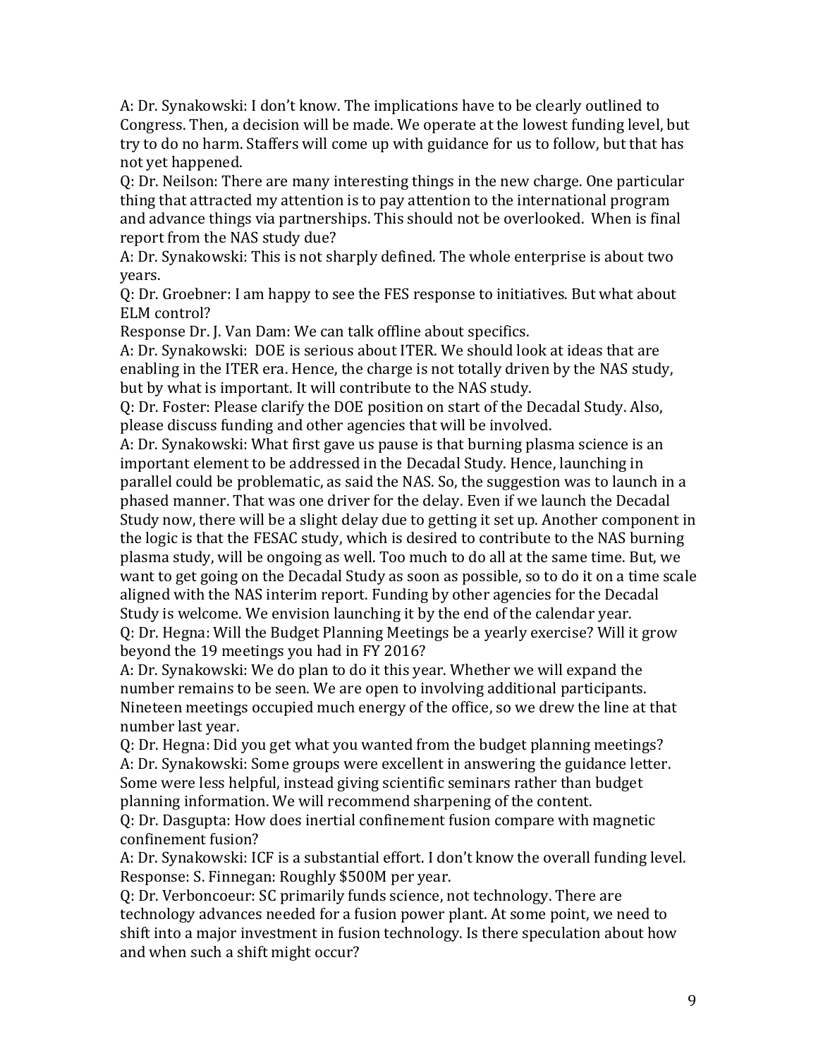A: Dr. Synakowski: I don't know. The implications have to be clearly outlined to Congress. Then, a decision will be made. We operate at the lowest funding level, but try to do no harm. Staffers will come up with guidance for us to follow, but that has not yet happened.

Q: Dr. Neilson: There are many interesting things in the new charge. One particular thing that attracted my attention is to pay attention to the international program and advance things via partnerships. This should not be overlooked. When is final report from the NAS study due?

A: Dr. Synakowski: This is not sharply defined. The whole enterprise is about two years.

Q: Dr. Groebner: I am happy to see the FES response to initiatives. But what about ELM control?

Response Dr. J. Van Dam: We can talk offline about specifics.

A: Dr. Synakowski: DOE is serious about ITER. We should look at ideas that are enabling in the ITER era. Hence, the charge is not totally driven by the NAS study, but by what is important. It will contribute to the NAS study.

Q: Dr. Foster: Please clarify the DOE position on start of the Decadal Study. Also, please discuss funding and other agencies that will be involved.

A: Dr. Synakowski: What first gave us pause is that burning plasma science is an important element to be addressed in the Decadal Study. Hence, launching in parallel could be problematic, as said the NAS. So, the suggestion was to launch in a phased manner. That was one driver for the delay. Even if we launch the Decadal Study now, there will be a slight delay due to getting it set up. Another component in the logic is that the FESAC study, which is desired to contribute to the NAS burning plasma study, will be ongoing as well. Too much to do all at the same time. But, we want to get going on the Decadal Study as soon as possible, so to do it on a time scale aligned with the NAS interim report. Funding by other agencies for the Decadal Study is welcome. We envision launching it by the end of the calendar year.

Q: Dr. Hegna: Will the Budget Planning Meetings be a yearly exercise? Will it grow beyond the 19 meetings you had in FY 2016?

A: Dr. Synakowski: We do plan to do it this year. Whether we will expand the number remains to be seen. We are open to involving additional participants. Nineteen meetings occupied much energy of the office, so we drew the line at that number last year.

Q: Dr. Hegna: Did you get what you wanted from the budget planning meetings?

A: Dr. Synakowski: Some groups were excellent in answering the guidance letter. Some were less helpful, instead giving scientific seminars rather than budget planning information. We will recommend sharpening of the content.

Q: Dr. Dasgupta: How does inertial confinement fusion compare with magnetic confinement fusion?

A: Dr. Synakowski: ICF is a substantial effort. I don't know the overall funding level.

Response: S. Finnegan: Roughly $500M per year.

Q: Dr. Verboncoeur: SC primarily funds science, not technology. There are technology advances needed for a fusion power plant. At some point, we need to shift into a major investment in fusion technology. Is there speculation about how and when such a shift might occur?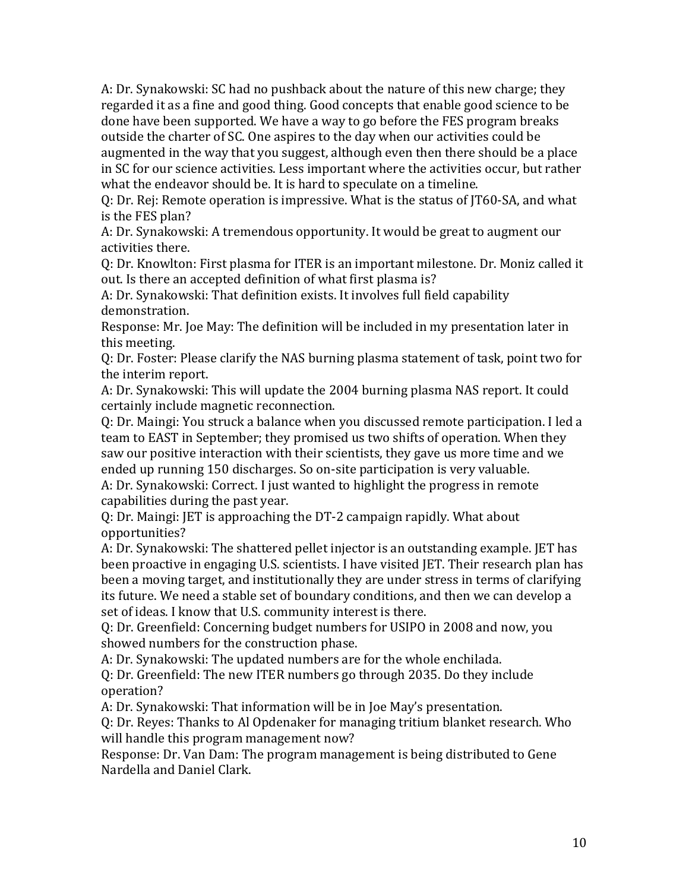A: Dr. Synakowski: SC had no pushback about the nature of this new charge; they regarded it as a fine and good thing. Good concepts that enable good science to be done have been supported. We have a way to go before the FES program breaks outside the charter of SC. One aspires to the day when our activities could be augmented in the way that you suggest, although even then there should be a place in SC for our science activities. Less important where the activities occur, but rather what the endeavor should be. It is hard to speculate on a timeline.

Q: Dr. Rej: Remote operation is impressive. What is the status of JT60-SA, and what is the FES plan?

A: Dr. Synakowski: A tremendous opportunity. It would be great to augment our activities there.

Q: Dr. Knowlton: First plasma for ITER is an important milestone. Dr. Moniz called it out. Is there an accepted definition of what first plasma is?

A: Dr. Synakowski: That definition exists. It involves full field capability demonstration.

Response: Mr. Joe May: The definition will be included in my presentation later in this meeting.

Q: Dr. Foster: Please clarify the NAS burning plasma statement of task, point two for the interim report.

A: Dr. Synakowski: This will update the 2004 burning plasma NAS report. It could certainly include magnetic reconnection.

Q: Dr. Maingi: You struck a balance when you discussed remote participation. I led a team to EAST in September; they promised us two shifts of operation. When they saw our positive interaction with their scientists, they gave us more time and we ended up running 150 discharges. So on-site participation is very valuable.

A: Dr. Synakowski: Correct. I just wanted to highlight the progress in remote capabilities during the past year.

Q: Dr. Maingi: JET is approaching the DT-2 campaign rapidly. What about opportunities?

A: Dr. Synakowski: The shattered pellet injector is an outstanding example. JET has been proactive in engaging U.S. scientists. I have visited JET. Their research plan has been a moving target, and institutionally they are under stress in terms of clarifying its future. We need a stable set of boundary conditions, and then we can develop a set of ideas. I know that U.S. community interest is there.

Q: Dr. Greenfield: Concerning budget numbers for USIPO in 2008 and now, you showed numbers for the construction phase.

A: Dr. Synakowski: The updated numbers are for the whole enchilada.

Q: Dr. Greenfield: The new ITER numbers go through 2035. Do they include operation?

A: Dr. Synakowski: That information will be in Joe May's presentation.

Q: Dr. Reyes: Thanks to Al Opdenaker for managing tritium blanket research. Who will handle this program management now?

Response: Dr. Van Dam: The program management is being distributed to Gene Nardella and Daniel Clark.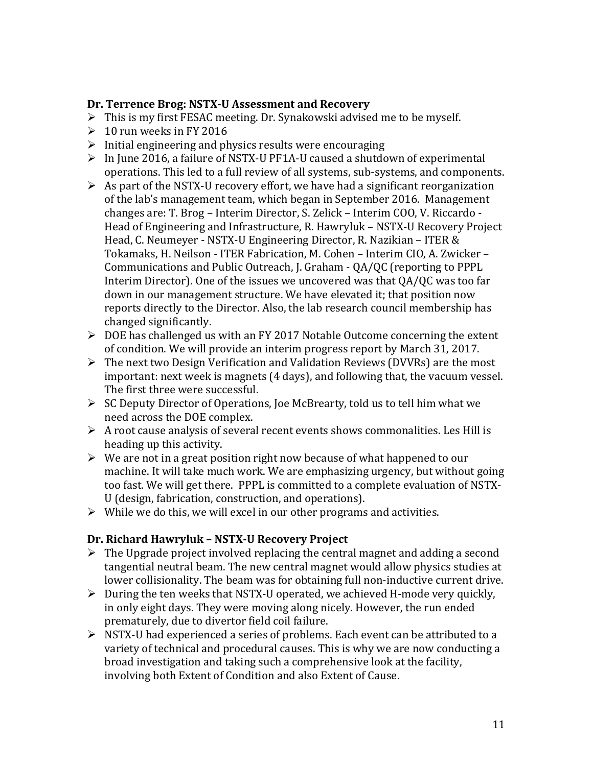**Dr. Terrence Brog: NSTX-U Assessment and Recovery**

- This is my first FESAC meeting. Dr. Synakowski advised me to be myself.
- 10 run weeks in FY 2016
- Initial engineering and physics results were encouraging
- In June 2016, a failure of NSTX-U PF1A-U caused a shutdown of experimental operations. This led to a full review of all systems, sub-systems, and components.
- As part of the NSTX-U recovery effort, we have had a significant reorganization of the lab's management team, which began in September 2016. Management changes are: T. Brog – Interim Director, S. Zelick – Interim COO, V. Riccardo - Head of Engineering and Infrastructure, R. Hawryluk – NSTX-U Recovery Project Head, C. Neumeyer - NSTX-U Engineering Director, R. Nazikian – ITER & Tokamaks, H. Neilson - ITER Fabrication, M. Cohen – Interim CIO, A. Zwicker – Communications and Public Outreach, J. Graham - QA/QC (reporting to PPPL Interim Director). One of the issues we uncovered was that QA/QC was too far down in our management structure. We have elevated it; that position now reports directly to the Director. Also, the lab research council membership has changed significantly.
- DOE has challenged us with an FY 2017 Notable Outcome concerning the extent of condition. We will provide an interim progress report by March 31, 2017.
- The next two Design Verification and Validation Reviews (DVVRs) are the most important: next week is magnets (4 days), and following that, the vacuum vessel. The first three were successful.
- SC Deputy Director of Operations, Joe McBrearty, told us to tell him what we need across the DOE complex.
- A root cause analysis of several recent events shows commonalities. Les Hill is heading up this activity.
- We are not in a great position right now because of what happened to our machine. It will take much work. We are emphasizing urgency, but without going too fast. We will get there. PPPL is committed to a complete evaluation of NSTX-U (design, fabrication, construction, and operations).
- While we do this, we will excel in our other programs and activities.

**Dr. Richard Hawryluk – NSTX-U Recovery Project**

- The Upgrade project involved replacing the central magnet and adding a second tangential neutral beam. The new central magnet would allow physics studies at lower collisionality. The beam was for obtaining full non-inductive current drive.
- During the ten weeks that NSTX-U operated, we achieved H-mode very quickly, in only eight days. They were moving along nicely. However, the run ended prematurely, due to divertor field coil failure.
- NSTX-U had experienced a series of problems. Each event can be attributed to a variety of technical and procedural causes. This is why we are now conducting a broad investigation and taking such a comprehensive look at the facility, involving both Extent of Condition and also Extent of Cause.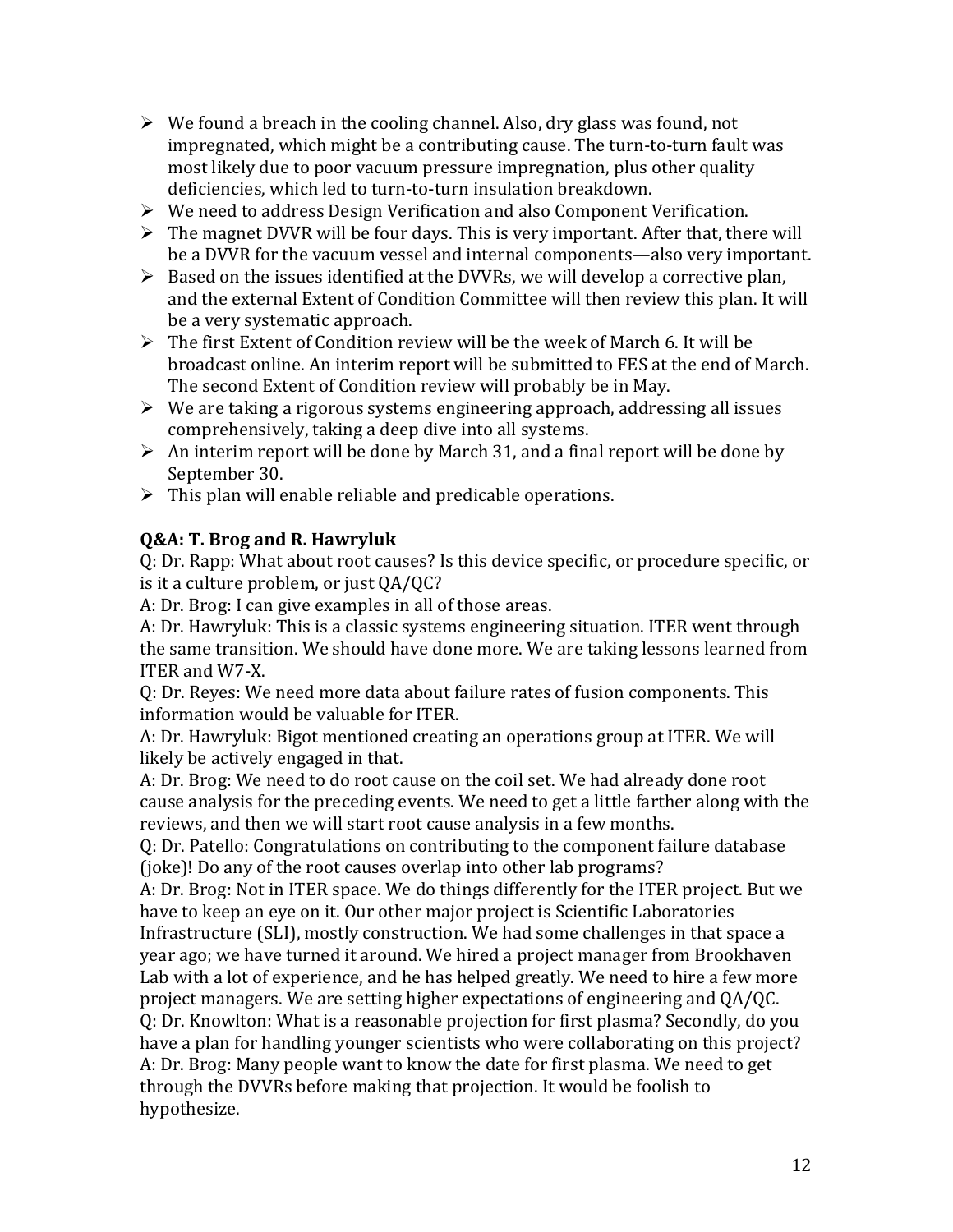- We found a breach in the cooling channel. Also, dry glass was found, not impregnated, which might be a contributing cause. The turn-to-turn fault was most likely due to poor vacuum pressure impregnation, plus other quality deficiencies, which led to turn-to-turn insulation breakdown.
- We need to address Design Verification and also Component Verification.
- The magnet DVVR will be four days. This is very important. After that, there will be a DVVR for the vacuum vessel and internal components—also very important.
- Based on the issues identified at the DVVRs, we will develop a corrective plan, and the external Extent of Condition Committee will then review this plan. It will be a very systematic approach.
- The first Extent of Condition review will be the week of March 6. It will be broadcast online. An interim report will be submitted to FES at the end of March. The second Extent of Condition review will probably be in May.
- We are taking a rigorous systems engineering approach, addressing all issues comprehensively, taking a deep dive into all systems.
- An interim report will be done by March 31, and a final report will be done by September 30.
- This plan will enable reliable and predicable operations.

**Q&A: T. Brog and R. Hawryluk**

Q: Dr. Rapp: What about root causes? Is this device specific, or procedure specific, or is it a culture problem, or just QA/QC?

A: Dr. Brog: I can give examples in all of those areas.

A: Dr. Hawryluk: This is a classic systems engineering situation. ITER went through the same transition. We should have done more. We are taking lessons learned from ITER and W7-X.

Q: Dr. Reyes: We need more data about failure rates of fusion components. This information would be valuable for ITER.

A: Dr. Hawryluk: Bigot mentioned creating an operations group at ITER. We will likely be actively engaged in that.

A: Dr. Brog: We need to do root cause on the coil set. We had already done root cause analysis for the preceding events. We need to get a little farther along with the reviews, and then we will start root cause analysis in a few months.

Q: Dr. Patello: Congratulations on contributing to the component failure database (joke)! Do any of the root causes overlap into other lab programs?

A: Dr. Brog: Not in ITER space. We do things differently for the ITER project. But we have to keep an eye on it. Our other major project is Scientific Laboratories Infrastructure (SLI), mostly construction. We had some challenges in that space a year ago; we have turned it around. We hired a project manager from Brookhaven Lab with a lot of experience, and he has helped greatly. We need to hire a few more project managers. We are setting higher expectations of engineering and QA/QC.

Q: Dr. Knowlton: What is a reasonable projection for first plasma? Secondly, do you have a plan for handling younger scientists who were collaborating on this project?

A: Dr. Brog: Many people want to know the date for first plasma. We need to get through the DVVRs before making that projection. It would be foolish to hypothesize.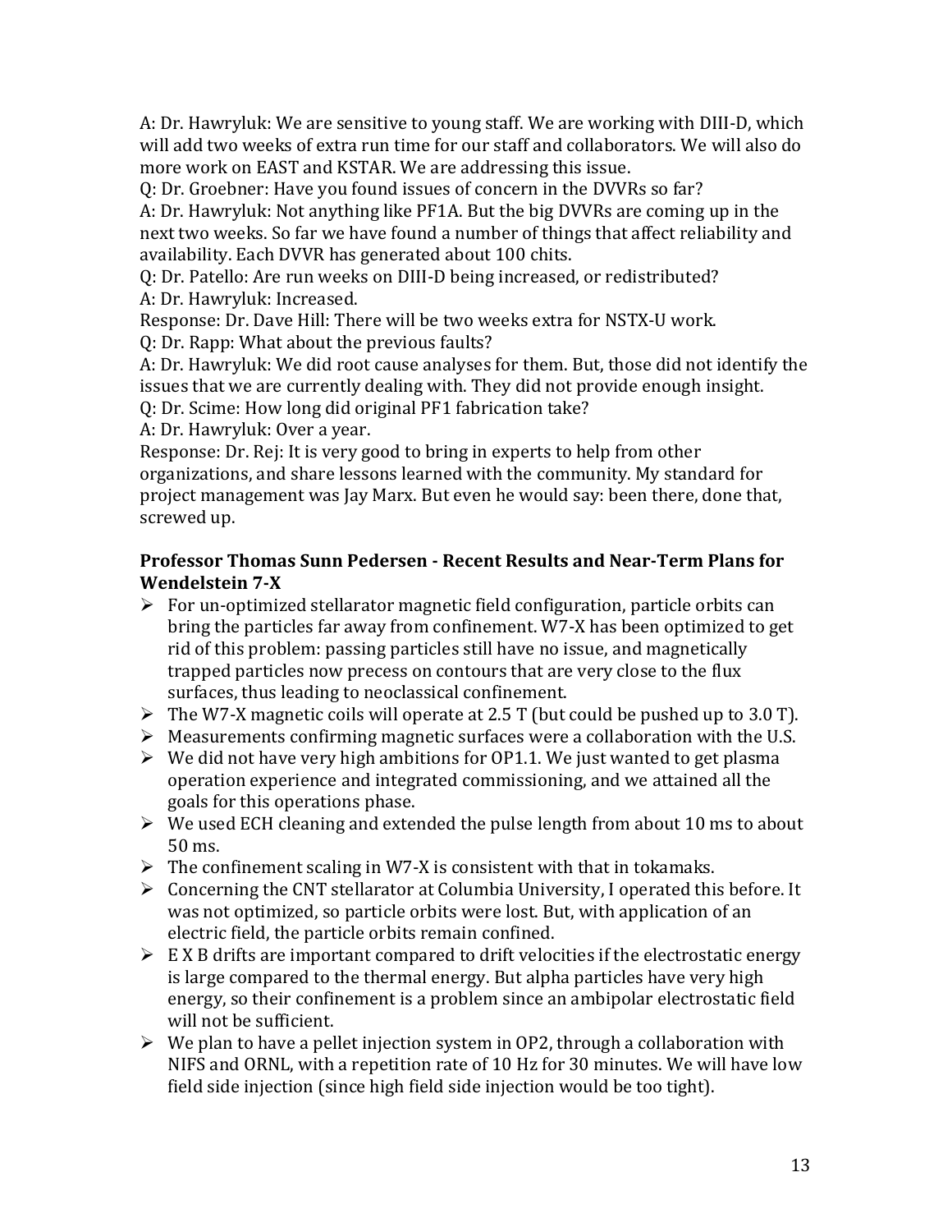A: Dr. Hawryluk: We are sensitive to young staff. We are working with DIII-D, which will add two weeks of extra run time for our staff and collaborators. We will also do more work on EAST and KSTAR. We are addressing this issue.

Q: Dr. Groebner: Have you found issues of concern in the DVVRs so far?

A: Dr. Hawryluk: Not anything like PF1A. But the big DVVRs are coming up in the next two weeks. So far we have found a number of things that affect reliability and availability. Each DVVR has generated about 100 chits.

Q: Dr. Patello: Are run weeks on DIII-D being increased, or redistributed?

A: Dr. Hawryluk: Increased.

Response: Dr. Dave Hill: There will be two weeks extra for NSTX-U work.

Q: Dr. Rapp: What about the previous faults?

A: Dr. Hawryluk: We did root cause analyses for them. But, those did not identify the issues that we are currently dealing with. They did not provide enough insight.

Q: Dr. Scime: How long did original PF1 fabrication take?

A: Dr. Hawryluk: Over a year.

Response: Dr. Rej: It is very good to bring in experts to help from other organizations, and share lessons learned with the community. My standard for project management was Jay Marx. But even he would say: been there, done that, screwed up.

### Professor Thomas Sunn Pedersen - Recent Results and Near-Term Plans for Wendelstein 7-X

- For un-optimized stellarator magnetic field configuration, particle orbits can bring the particles far away from confinement. W7-X has been optimized to get rid of this problem: passing particles still have no issue, and magnetically trapped particles now precess on contours that are very close to the flux surfaces, thus leading to neoclassical confinement.
- The W7-X magnetic coils will operate at 2.5 T (but could be pushed up to 3.0 T).
- Measurements confirming magnetic surfaces were a collaboration with the U.S.
- We did not have very high ambitions for OP1.1. We just wanted to get plasma operation experience and integrated commissioning, and we attained all the goals for this operations phase.
- We used ECH cleaning and extended the pulse length from about 10 ms to about 50 ms.
- The confinement scaling in W7-X is consistent with that in tokamaks.
- Concerning the CNT stellarator at Columbia University, I operated this before. It was not optimized, so particle orbits were lost. But, with application of an electric field, the particle orbits remain confined.
- E X B drifts are important compared to drift velocities if the electrostatic energy is large compared to the thermal energy. But alpha particles have very high energy, so their confinement is a problem since an ambipolar electrostatic field will not be sufficient.
- We plan to have a pellet injection system in OP2, through a collaboration with NIFS and ORNL, with a repetition rate of 10 Hz for 30 minutes. We will have low field side injection (since high field side injection would be too tight).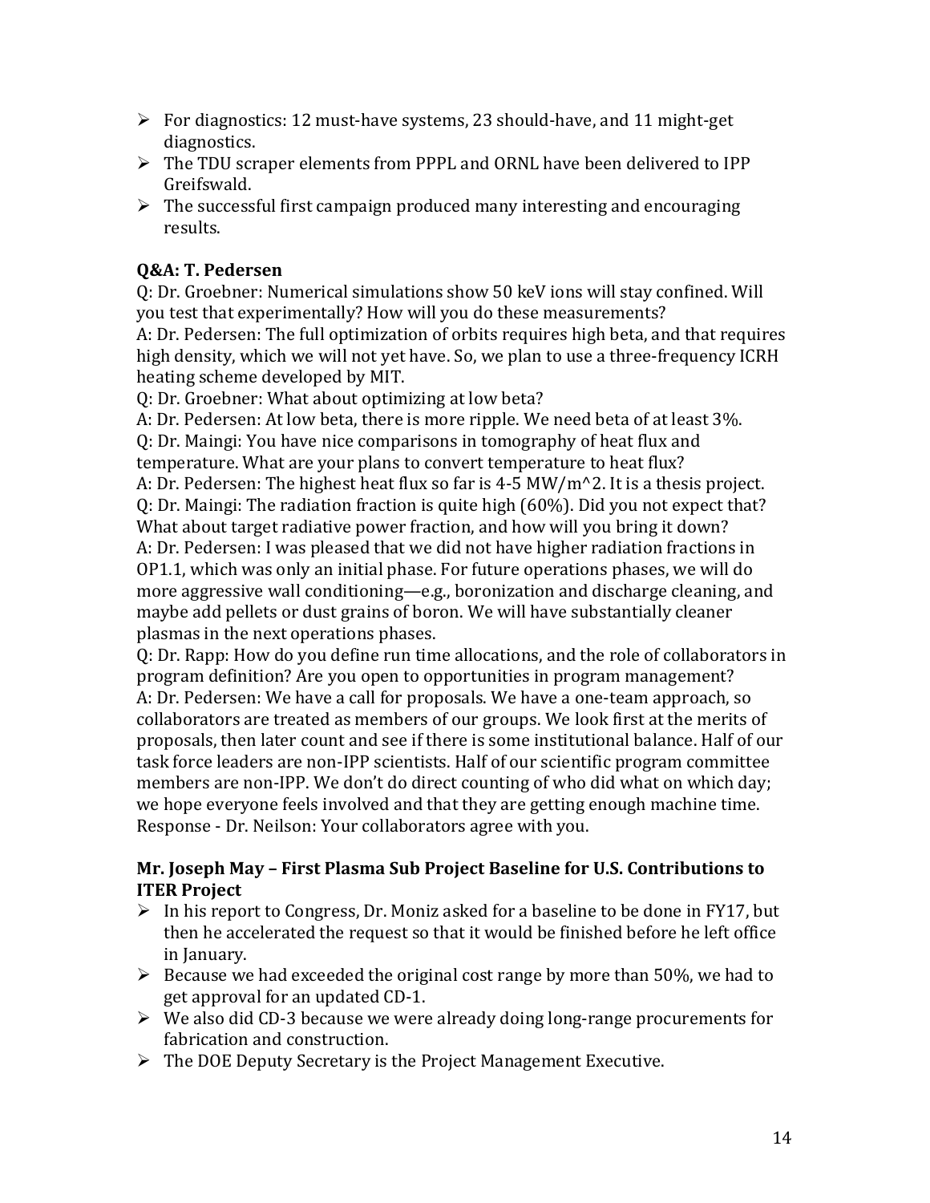- For diagnostics: 12 must-have systems, 23 should-have, and 11 might-get diagnostics.
- The TDU scraper elements from PPPL and ORNL have been delivered to IPP Greifswald.
- The successful first campaign produced many interesting and encouraging results.

**Q&A: T. Pedersen**

Q: Dr. Groebner: Numerical simulations show 50 keV ions will stay confined. Will you test that experimentally? How will you do these measurements?
A: Dr. Pedersen: The full optimization of orbits requires high beta, and that requires high density, which we will not yet have. So, we plan to use a three-frequency ICRH heating scheme developed by MIT.
Q: Dr. Groebner: What about optimizing at low beta?
A: Dr. Pedersen: At low beta, there is more ripple. We need beta of at least 3%.
Q: Dr. Maingi: You have nice comparisons in tomography of heat flux and temperature. What are your plans to convert temperature to heat flux?
A: Dr. Pedersen: The highest heat flux so far is 4-5 MW/m^2. It is a thesis project.
Q: Dr. Maingi: The radiation fraction is quite high (60%). Did you not expect that? What about target radiative power fraction, and how will you bring it down?
A: Dr. Pedersen: I was pleased that we did not have higher radiation fractions in OP1.1, which was only an initial phase. For future operations phases, we will do more aggressive wall conditioning—e.g., boronization and discharge cleaning, and maybe add pellets or dust grains of boron. We will have substantially cleaner plasmas in the next operations phases.
Q: Dr. Rapp: How do you define run time allocations, and the role of collaborators in program definition? Are you open to opportunities in program management?
A: Dr. Pedersen: We have a call for proposals. We have a one-team approach, so collaborators are treated as members of our groups. We look first at the merits of proposals, then later count and see if there is some institutional balance. Half of our task force leaders are non-IPP scientists. Half of our scientific program committee members are non-IPP. We don't do direct counting of who did what on which day; we hope everyone feels involved and that they are getting enough machine time.
Response - Dr. Neilson: Your collaborators agree with you.

**Mr. Joseph May – First Plasma Sub Project Baseline for U.S. Contributions to ITER Project**

- In his report to Congress, Dr. Moniz asked for a baseline to be done in FY17, but then he accelerated the request so that it would be finished before he left office in January.
- Because we had exceeded the original cost range by more than 50%, we had to get approval for an updated CD-1.
- We also did CD-3 because we were already doing long-range procurements for fabrication and construction.
- The DOE Deputy Secretary is the Project Management Executive.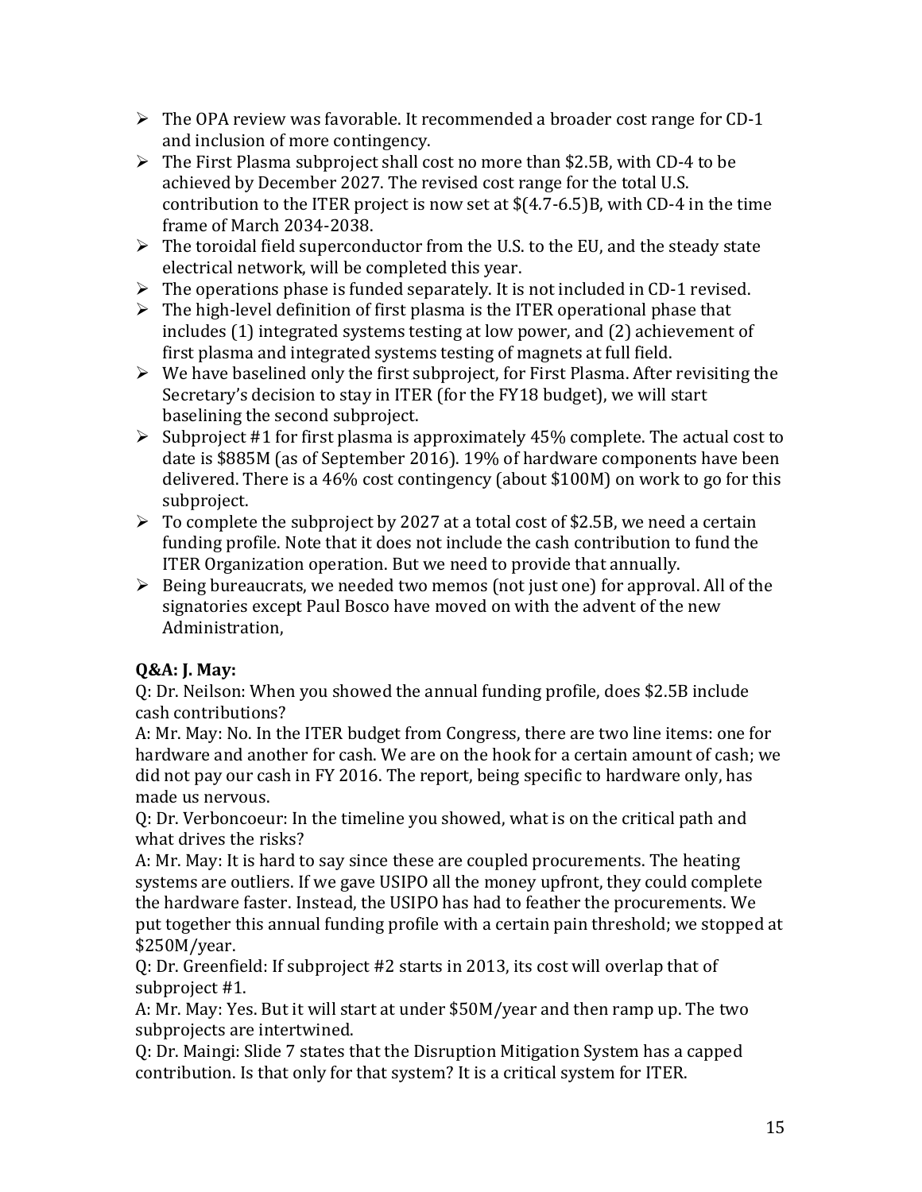- The OPA review was favorable. It recommended a broader cost range for CD-1 and inclusion of more contingency.
- The First Plasma subproject shall cost no more than $2.5B, with CD-4 to be achieved by December 2027. The revised cost range for the total U.S. contribution to the ITER project is now set at $(4.7-6.5)B, with CD-4 in the time frame of March 2034-2038.
- The toroidal field superconductor from the U.S. to the EU, and the steady state electrical network, will be completed this year.
- The operations phase is funded separately. It is not included in CD-1 revised.
- The high-level definition of first plasma is the ITER operational phase that includes (1) integrated systems testing at low power, and (2) achievement of first plasma and integrated systems testing of magnets at full field.
- We have baselined only the first subproject, for First Plasma. After revisiting the Secretary's decision to stay in ITER (for the FY18 budget), we will start baselining the second subproject.
- Subproject #1 for first plasma is approximately 45% complete. The actual cost to date is $885M (as of September 2016). 19% of hardware components have been delivered. There is a 46% cost contingency (about $100M) on work to go for this subproject.
- To complete the subproject by 2027 at a total cost of $2.5B, we need a certain funding profile. Note that it does not include the cash contribution to fund the ITER Organization operation. But we need to provide that annually.
- Being bureaucrats, we needed two memos (not just one) for approval. All of the signatories except Paul Bosco have moved on with the advent of the new Administration,

**Q&A: J. May:**

Q: Dr. Neilson: When you showed the annual funding profile, does $2.5B include cash contributions?

A: Mr. May: No. In the ITER budget from Congress, there are two line items: one for hardware and another for cash. We are on the hook for a certain amount of cash; we did not pay our cash in FY 2016. The report, being specific to hardware only, has made us nervous.

Q: Dr. Verboncoeur: In the timeline you showed, what is on the critical path and what drives the risks?

A: Mr. May: It is hard to say since these are coupled procurements. The heating systems are outliers. If we gave USIPO all the money upfront, they could complete the hardware faster. Instead, the USIPO has had to feather the procurements. We put together this annual funding profile with a certain pain threshold; we stopped at $250M/year.

Q: Dr. Greenfield: If subproject #2 starts in 2013, its cost will overlap that of subproject #1.

A: Mr. May: Yes. But it will start at under $50M/year and then ramp up. The two subprojects are intertwined.

Q: Dr. Maingi: Slide 7 states that the Disruption Mitigation System has a capped contribution. Is that only for that system? It is a critical system for ITER.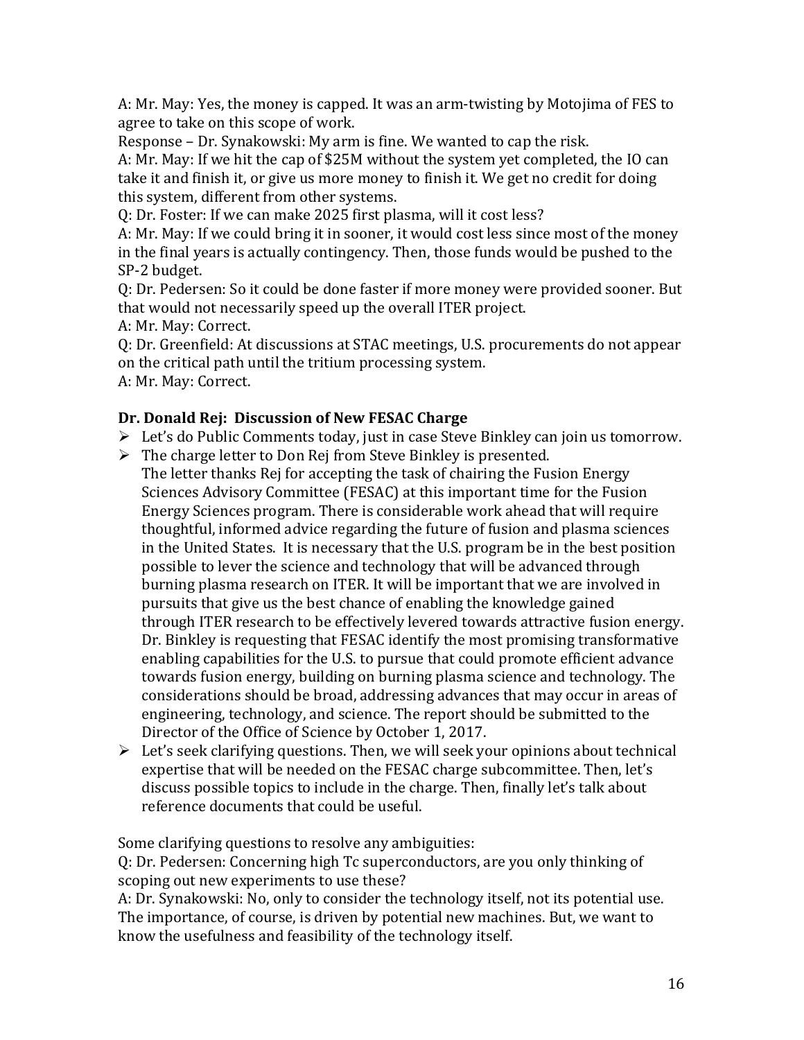A: Mr. May: Yes, the money is capped. It was an arm-twisting by Motojima of FES to agree to take on this scope of work.

Response – Dr. Synakowski: My arm is fine. We wanted to cap the risk.

A: Mr. May: If we hit the cap of $25M without the system yet completed, the IO can take it and finish it, or give us more money to finish it. We get no credit for doing this system, different from other systems.

Q: Dr. Foster: If we can make 2025 first plasma, will it cost less?

A: Mr. May: If we could bring it in sooner, it would cost less since most of the money in the final years is actually contingency. Then, those funds would be pushed to the SP-2 budget.

Q: Dr. Pedersen: So it could be done faster if more money were provided sooner. But that would not necessarily speed up the overall ITER project.

A: Mr. May: Correct.

Q: Dr. Greenfield: At discussions at STAC meetings, U.S. procurements do not appear on the critical path until the tritium processing system.

A: Mr. May: Correct.

**Dr. Donald Rej: Discussion of New FESAC Charge**

- Let's do Public Comments today, just in case Steve Binkley can join us tomorrow.
- The charge letter to Don Rej from Steve Binkley is presented.
  The letter thanks Rej for accepting the task of chairing the Fusion Energy Sciences Advisory Committee (FESAC) at this important time for the Fusion Energy Sciences program. There is considerable work ahead that will require thoughtful, informed advice regarding the future of fusion and plasma sciences in the United States. It is necessary that the U.S. program be in the best position possible to lever the science and technology that will be advanced through burning plasma research on ITER. It will be important that we are involved in pursuits that give us the best chance of enabling the knowledge gained through ITER research to be effectively levered towards attractive fusion energy. Dr. Binkley is requesting that FESAC identify the most promising transformative enabling capabilities for the U.S. to pursue that could promote efficient advance towards fusion energy, building on burning plasma science and technology. The considerations should be broad, addressing advances that may occur in areas of engineering, technology, and science. The report should be submitted to the Director of the Office of Science by October 1, 2017.
- Let's seek clarifying questions. Then, we will seek your opinions about technical expertise that will be needed on the FESAC charge subcommittee. Then, let's discuss possible topics to include in the charge. Then, finally let's talk about reference documents that could be useful.

Some clarifying questions to resolve any ambiguities:

Q: Dr. Pedersen: Concerning high Tc superconductors, are you only thinking of scoping out new experiments to use these?

A: Dr. Synakowski: No, only to consider the technology itself, not its potential use. The importance, of course, is driven by potential new machines. But, we want to know the usefulness and feasibility of the technology itself.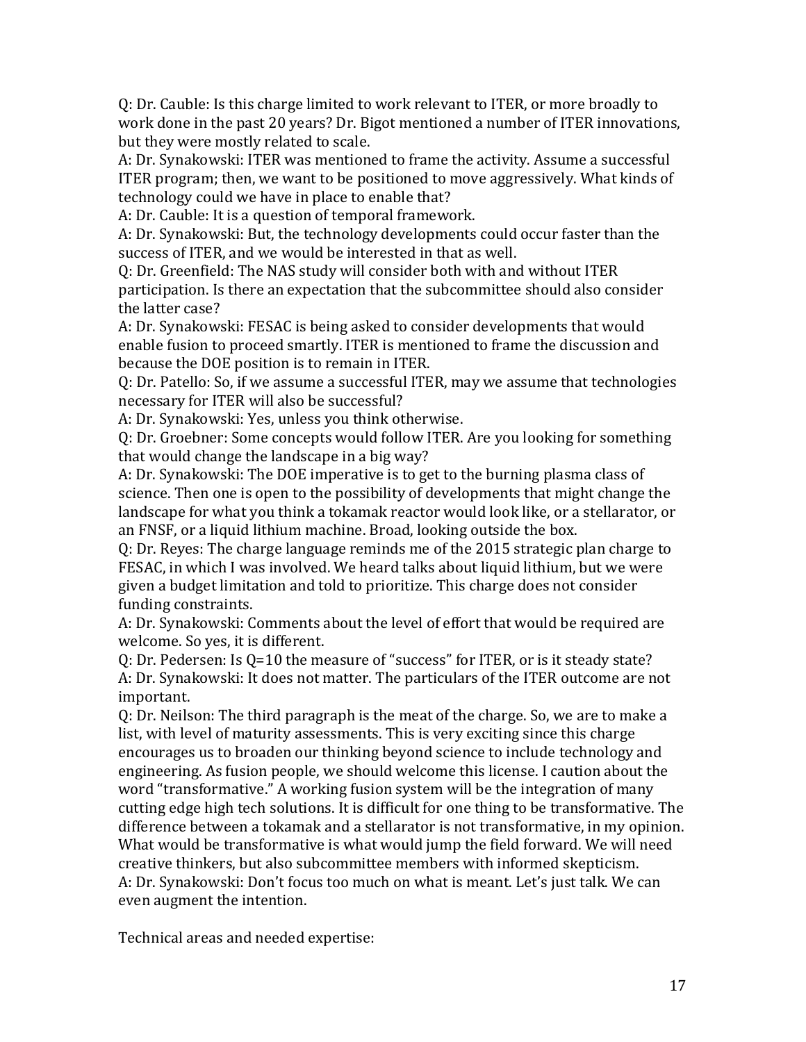Q: Dr. Cauble: Is this charge limited to work relevant to ITER, or more broadly to work done in the past 20 years? Dr. Bigot mentioned a number of ITER innovations, but they were mostly related to scale.

A: Dr. Synakowski: ITER was mentioned to frame the activity. Assume a successful ITER program; then, we want to be positioned to move aggressively. What kinds of technology could we have in place to enable that?

A: Dr. Cauble: It is a question of temporal framework.

A: Dr. Synakowski: But, the technology developments could occur faster than the success of ITER, and we would be interested in that as well.

Q: Dr. Greenfield: The NAS study will consider both with and without ITER participation. Is there an expectation that the subcommittee should also consider the latter case?

A: Dr. Synakowski: FESAC is being asked to consider developments that would enable fusion to proceed smartly. ITER is mentioned to frame the discussion and because the DOE position is to remain in ITER.

Q: Dr. Patello: So, if we assume a successful ITER, may we assume that technologies necessary for ITER will also be successful?

A: Dr. Synakowski: Yes, unless you think otherwise.

Q: Dr. Groebner: Some concepts would follow ITER. Are you looking for something that would change the landscape in a big way?

A: Dr. Synakowski: The DOE imperative is to get to the burning plasma class of science. Then one is open to the possibility of developments that might change the landscape for what you think a tokamak reactor would look like, or a stellarator, or an FNSF, or a liquid lithium machine. Broad, looking outside the box.

Q: Dr. Reyes: The charge language reminds me of the 2015 strategic plan charge to FESAC, in which I was involved. We heard talks about liquid lithium, but we were given a budget limitation and told to prioritize. This charge does not consider funding constraints.

A: Dr. Synakowski: Comments about the level of effort that would be required are welcome. So yes, it is different.

Q: Dr. Pedersen: Is Q=10 the measure of "success" for ITER, or is it steady state?

A: Dr. Synakowski: It does not matter. The particulars of the ITER outcome are not important.

Q: Dr. Neilson: The third paragraph is the meat of the charge. So, we are to make a list, with level of maturity assessments. This is very exciting since this charge encourages us to broaden our thinking beyond science to include technology and engineering. As fusion people, we should welcome this license. I caution about the word "transformative." A working fusion system will be the integration of many cutting edge high tech solutions. It is difficult for one thing to be transformative. The difference between a tokamak and a stellarator is not transformative, in my opinion. What would be transformative is what would jump the field forward. We will need creative thinkers, but also subcommittee members with informed skepticism.

A: Dr. Synakowski: Don't focus too much on what is meant. Let's just talk. We can even augment the intention.

Technical areas and needed expertise: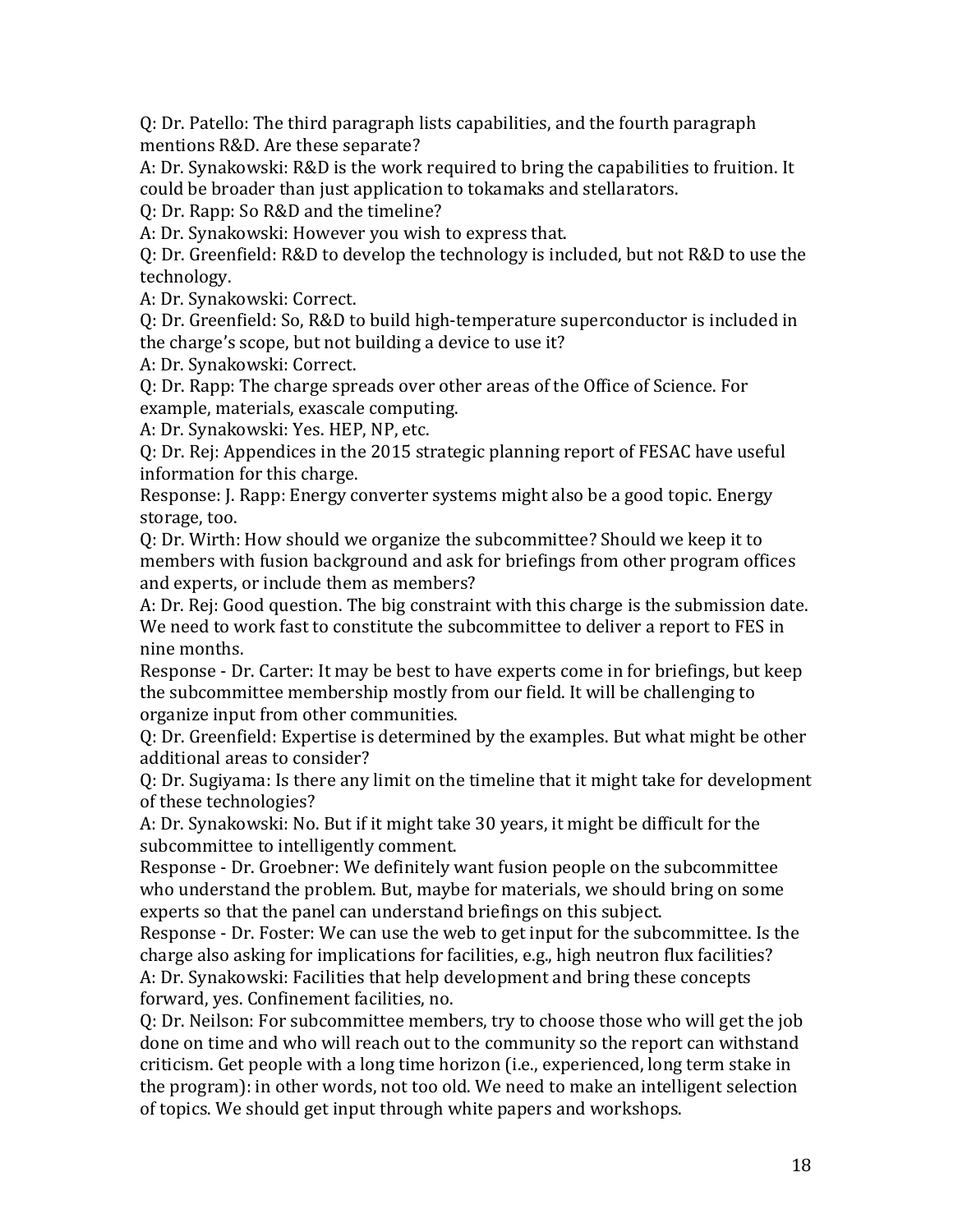Q: Dr. Patello: The third paragraph lists capabilities, and the fourth paragraph mentions R&D. Are these separate?

A: Dr. Synakowski: R&D is the work required to bring the capabilities to fruition. It could be broader than just application to tokamaks and stellarators.

Q: Dr. Rapp: So R&D and the timeline?

A: Dr. Synakowski: However you wish to express that.

Q: Dr. Greenfield: R&D to develop the technology is included, but not R&D to use the technology.

A: Dr. Synakowski: Correct.

Q: Dr. Greenfield: So, R&D to build high-temperature superconductor is included in the charge's scope, but not building a device to use it?

A: Dr. Synakowski: Correct.

Q: Dr. Rapp: The charge spreads over other areas of the Office of Science. For example, materials, exascale computing.

A: Dr. Synakowski: Yes. HEP, NP, etc.

Q: Dr. Rej: Appendices in the 2015 strategic planning report of FESAC have useful information for this charge.

Response: J. Rapp: Energy converter systems might also be a good topic. Energy storage, too.

Q: Dr. Wirth: How should we organize the subcommittee? Should we keep it to members with fusion background and ask for briefings from other program offices and experts, or include them as members?

A: Dr. Rej: Good question. The big constraint with this charge is the submission date. We need to work fast to constitute the subcommittee to deliver a report to FES in nine months.

Response - Dr. Carter: It may be best to have experts come in for briefings, but keep the subcommittee membership mostly from our field. It will be challenging to organize input from other communities.

Q: Dr. Greenfield: Expertise is determined by the examples. But what might be other additional areas to consider?

Q: Dr. Sugiyama: Is there any limit on the timeline that it might take for development of these technologies?

A: Dr. Synakowski: No. But if it might take 30 years, it might be difficult for the subcommittee to intelligently comment.

Response - Dr. Groebner: We definitely want fusion people on the subcommittee who understand the problem. But, maybe for materials, we should bring on some experts so that the panel can understand briefings on this subject.

Response - Dr. Foster: We can use the web to get input for the subcommittee. Is the charge also asking for implications for facilities, e.g., high neutron flux facilities?

A: Dr. Synakowski: Facilities that help development and bring these concepts forward, yes. Confinement facilities, no.

Q: Dr. Neilson: For subcommittee members, try to choose those who will get the job done on time and who will reach out to the community so the report can withstand criticism. Get people with a long time horizon (i.e., experienced, long term stake in the program): in other words, not too old. We need to make an intelligent selection of topics. We should get input through white papers and workshops.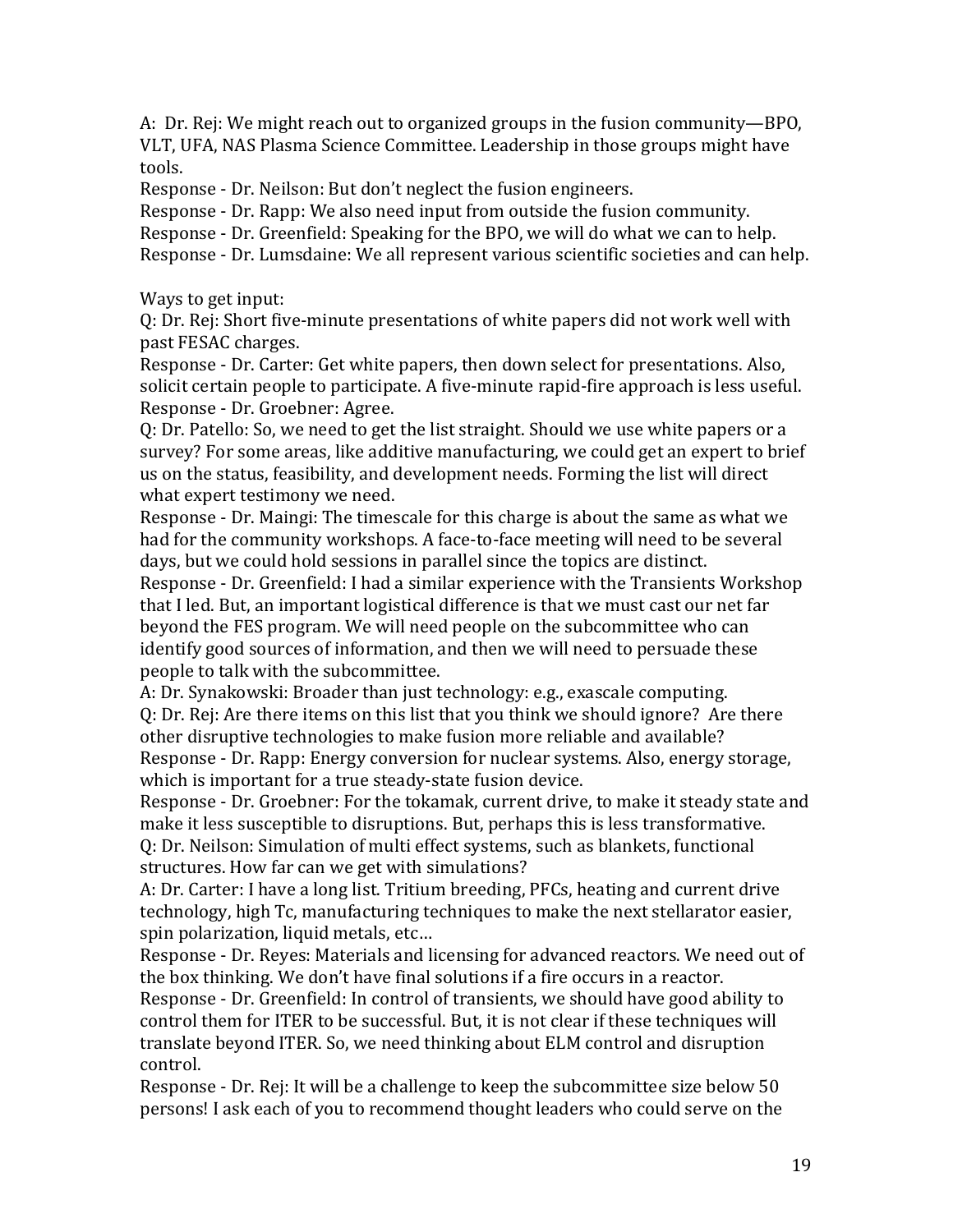A: Dr. Rej: We might reach out to organized groups in the fusion community—BPO, VLT, UFA, NAS Plasma Science Committee. Leadership in those groups might have tools.

Response - Dr. Neilson: But don't neglect the fusion engineers.

Response - Dr. Rapp: We also need input from outside the fusion community.

Response - Dr. Greenfield: Speaking for the BPO, we will do what we can to help.

Response - Dr. Lumsdaine: We all represent various scientific societies and can help.

Ways to get input:

Q: Dr. Rej: Short five-minute presentations of white papers did not work well with past FESAC charges.

Response - Dr. Carter: Get white papers, then down select for presentations. Also, solicit certain people to participate. A five-minute rapid-fire approach is less useful.

Response - Dr. Groebner: Agree.

Q: Dr. Patello: So, we need to get the list straight. Should we use white papers or a survey? For some areas, like additive manufacturing, we could get an expert to brief us on the status, feasibility, and development needs. Forming the list will direct what expert testimony we need.

Response - Dr. Maingi: The timescale for this charge is about the same as what we had for the community workshops. A face-to-face meeting will need to be several days, but we could hold sessions in parallel since the topics are distinct.

Response - Dr. Greenfield: I had a similar experience with the Transients Workshop that I led. But, an important logistical difference is that we must cast our net far beyond the FES program. We will need people on the subcommittee who can identify good sources of information, and then we will need to persuade these people to talk with the subcommittee.

A: Dr. Synakowski: Broader than just technology: e.g., exascale computing.

Q: Dr. Rej: Are there items on this list that you think we should ignore? Are there other disruptive technologies to make fusion more reliable and available?

Response - Dr. Rapp: Energy conversion for nuclear systems. Also, energy storage, which is important for a true steady-state fusion device.

Response - Dr. Groebner: For the tokamak, current drive, to make it steady state and make it less susceptible to disruptions. But, perhaps this is less transformative.

Q: Dr. Neilson: Simulation of multi effect systems, such as blankets, functional structures. How far can we get with simulations?

A: Dr. Carter: I have a long list. Tritium breeding, PFCs, heating and current drive technology, high Tc, manufacturing techniques to make the next stellarator easier, spin polarization, liquid metals, etc…

Response - Dr. Reyes: Materials and licensing for advanced reactors. We need out of the box thinking. We don't have final solutions if a fire occurs in a reactor.

Response - Dr. Greenfield: In control of transients, we should have good ability to control them for ITER to be successful. But, it is not clear if these techniques will translate beyond ITER. So, we need thinking about ELM control and disruption control.

Response - Dr. Rej: It will be a challenge to keep the subcommittee size below 50 persons! I ask each of you to recommend thought leaders who could serve on the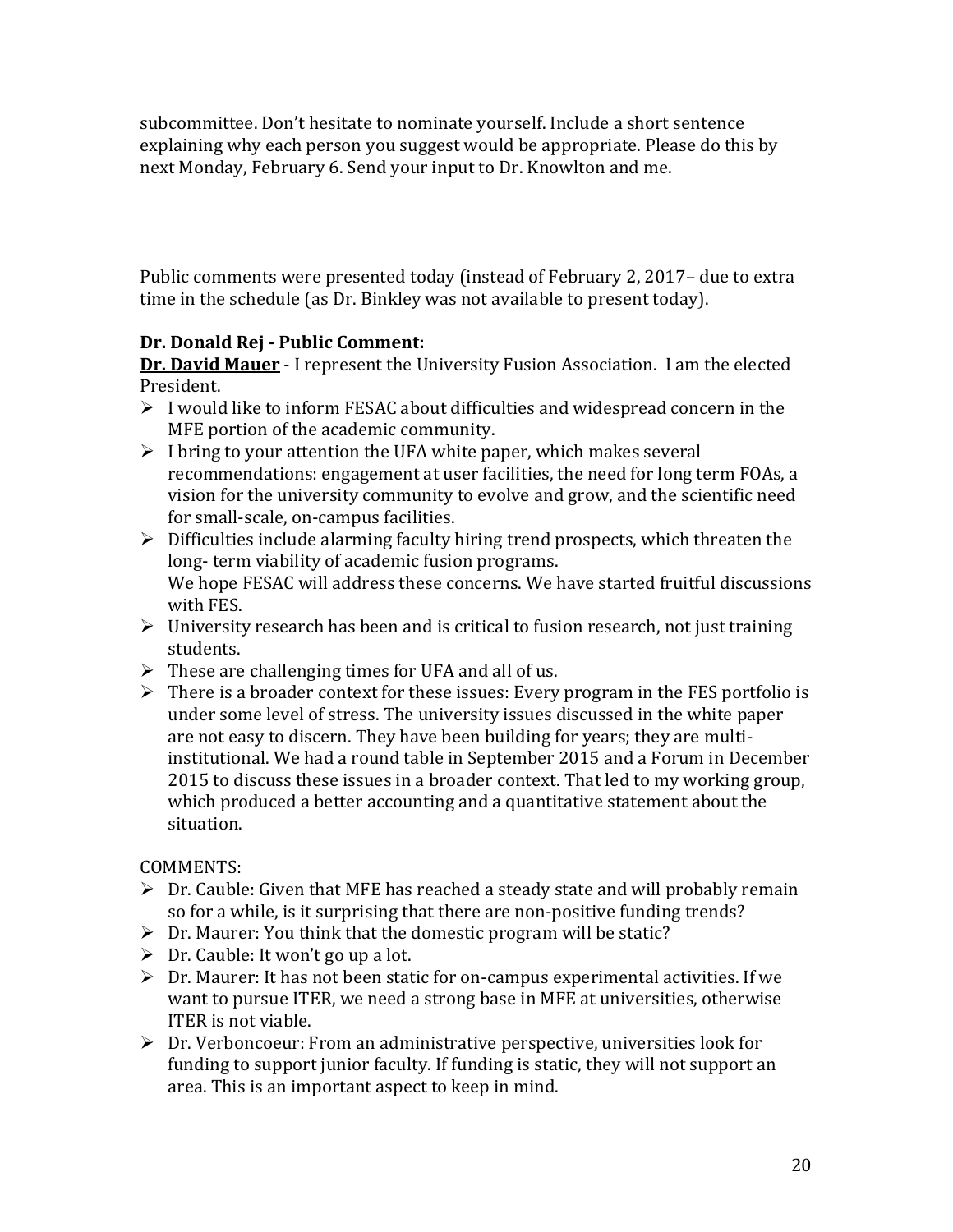subcommittee. Don't hesitate to nominate yourself. Include a short sentence explaining why each person you suggest would be appropriate. Please do this by next Monday, February 6. Send your input to Dr. Knowlton and me.

Public comments were presented today (instead of February 2, 2017– due to extra time in the schedule (as Dr. Binkley was not available to present today).

**Dr. Donald Rej - Public Comment:**

**Dr. David Mauer** - I represent the University Fusion Association. I am the elected President.

- I would like to inform FESAC about difficulties and widespread concern in the MFE portion of the academic community.
- I bring to your attention the UFA white paper, which makes several recommendations: engagement at user facilities, the need for long term FOAs, a vision for the university community to evolve and grow, and the scientific need for small-scale, on-campus facilities.
- Difficulties include alarming faculty hiring trend prospects, which threaten the long- term viability of academic fusion programs.
  We hope FESAC will address these concerns. We have started fruitful discussions with FES.
- University research has been and is critical to fusion research, not just training students.
- These are challenging times for UFA and all of us.
- There is a broader context for these issues: Every program in the FES portfolio is under some level of stress. The university issues discussed in the white paper are not easy to discern. They have been building for years; they are multi-institutional. We had a round table in September 2015 and a Forum in December 2015 to discuss these issues in a broader context. That led to my working group, which produced a better accounting and a quantitative statement about the situation.

COMMENTS:

- Dr. Cauble: Given that MFE has reached a steady state and will probably remain so for a while, is it surprising that there are non-positive funding trends?
- Dr. Maurer: You think that the domestic program will be static?
- Dr. Cauble: It won't go up a lot.
- Dr. Maurer: It has not been static for on-campus experimental activities. If we want to pursue ITER, we need a strong base in MFE at universities, otherwise ITER is not viable.
- Dr. Verboncoeur: From an administrative perspective, universities look for funding to support junior faculty. If funding is static, they will not support an area. This is an important aspect to keep in mind.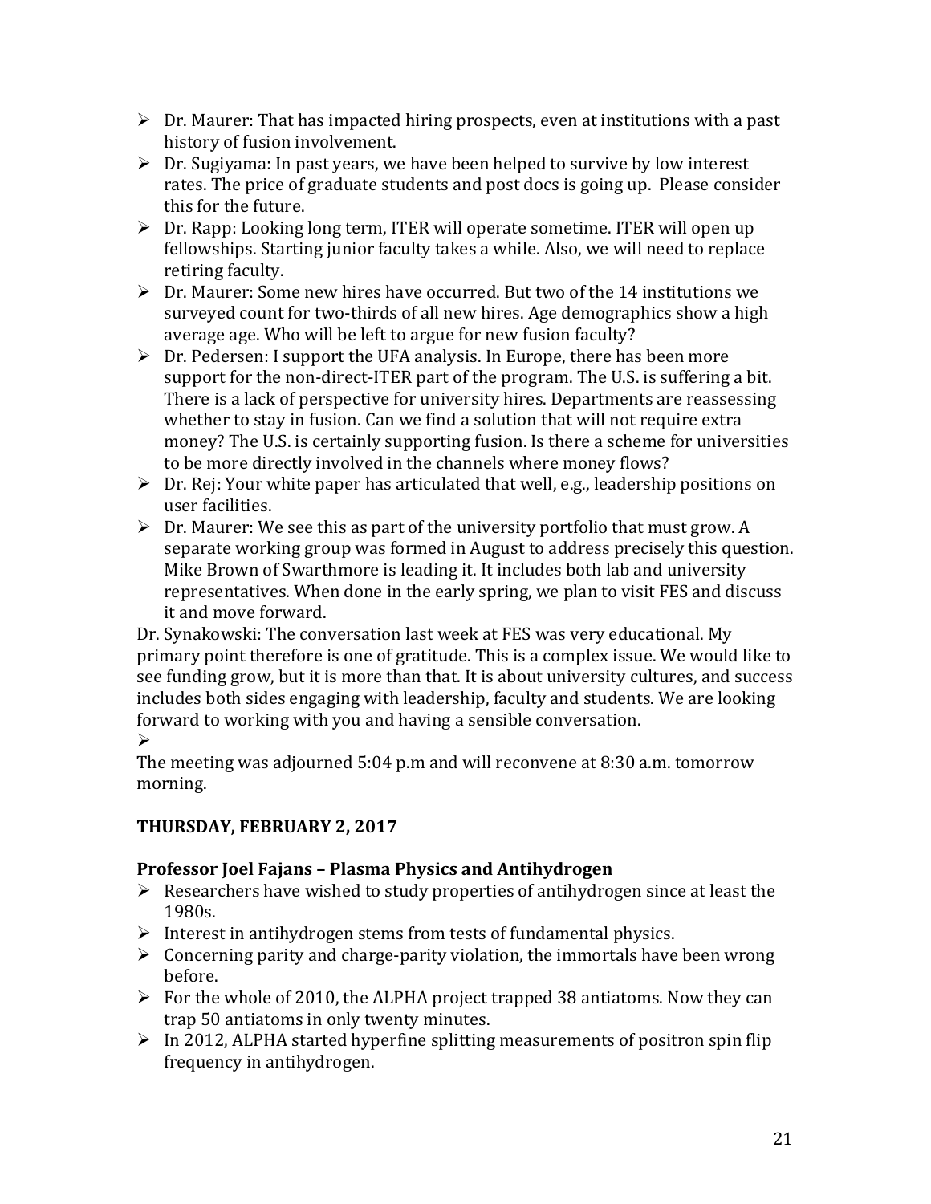- Dr. Maurer: That has impacted hiring prospects, even at institutions with a past history of fusion involvement.
- Dr. Sugiyama: In past years, we have been helped to survive by low interest rates. The price of graduate students and post docs is going up. Please consider this for the future.
- Dr. Rapp: Looking long term, ITER will operate sometime. ITER will open up fellowships. Starting junior faculty takes a while. Also, we will need to replace retiring faculty.
- Dr. Maurer: Some new hires have occurred. But two of the 14 institutions we surveyed count for two-thirds of all new hires. Age demographics show a high average age. Who will be left to argue for new fusion faculty?
- Dr. Pedersen: I support the UFA analysis. In Europe, there has been more support for the non-direct-ITER part of the program. The U.S. is suffering a bit. There is a lack of perspective for university hires. Departments are reassessing whether to stay in fusion. Can we find a solution that will not require extra money? The U.S. is certainly supporting fusion. Is there a scheme for universities to be more directly involved in the channels where money flows?
- Dr. Rej: Your white paper has articulated that well, e.g., leadership positions on user facilities.
- Dr. Maurer: We see this as part of the university portfolio that must grow. A separate working group was formed in August to address precisely this question. Mike Brown of Swarthmore is leading it. It includes both lab and university representatives. When done in the early spring, we plan to visit FES and discuss it and move forward.

Dr. Synakowski: The conversation last week at FES was very educational. My primary point therefore is one of gratitude. This is a complex issue. We would like to see funding grow, but it is more than that. It is about university cultures, and success includes both sides engaging with leadership, faculty and students. We are looking forward to working with you and having a sensible conversation.

The meeting was adjourned 5:04 p.m and will reconvene at 8:30 a.m. tomorrow morning.

## THURSDAY, FEBRUARY 2, 2017

### Professor Joel Fajans – Plasma Physics and Antihydrogen

- Researchers have wished to study properties of antihydrogen since at least the 1980s.
- Interest in antihydrogen stems from tests of fundamental physics.
- Concerning parity and charge-parity violation, the immortals have been wrong before.
- For the whole of 2010, the ALPHA project trapped 38 antiatoms. Now they can trap 50 antiatoms in only twenty minutes.
- In 2012, ALPHA started hyperfine splitting measurements of positron spin flip frequency in antihydrogen.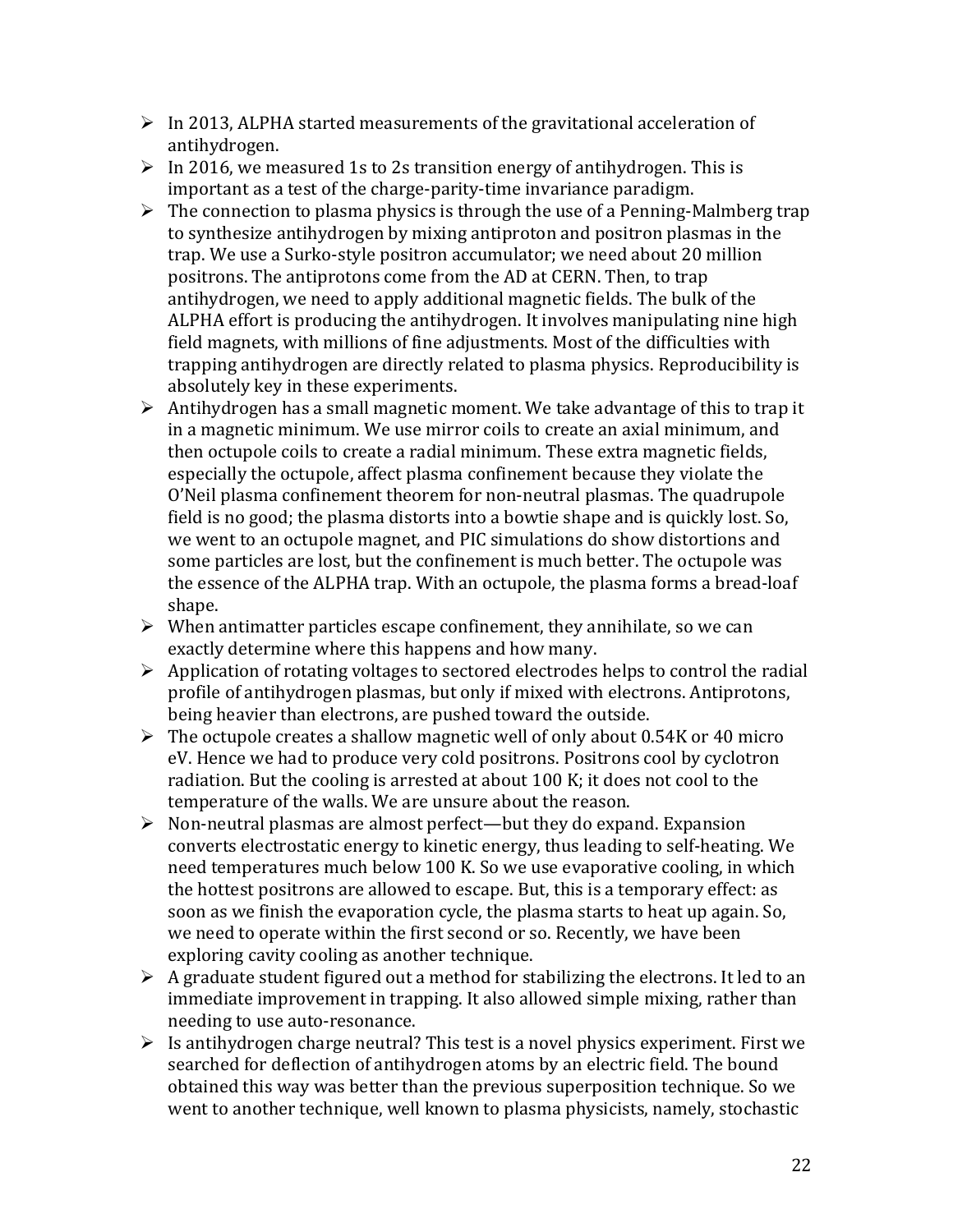- In 2013, ALPHA started measurements of the gravitational acceleration of antihydrogen.
- In 2016, we measured 1s to 2s transition energy of antihydrogen. This is important as a test of the charge-parity-time invariance paradigm.
- The connection to plasma physics is through the use of a Penning-Malmberg trap to synthesize antihydrogen by mixing antiproton and positron plasmas in the trap. We use a Surko-style positron accumulator; we need about 20 million positrons. The antiprotons come from the AD at CERN. Then, to trap antihydrogen, we need to apply additional magnetic fields. The bulk of the ALPHA effort is producing the antihydrogen. It involves manipulating nine high field magnets, with millions of fine adjustments. Most of the difficulties with trapping antihydrogen are directly related to plasma physics. Reproducibility is absolutely key in these experiments.
- Antihydrogen has a small magnetic moment. We take advantage of this to trap it in a magnetic minimum. We use mirror coils to create an axial minimum, and then octupole coils to create a radial minimum. These extra magnetic fields, especially the octupole, affect plasma confinement because they violate the O'Neil plasma confinement theorem for non-neutral plasmas. The quadrupole field is no good; the plasma distorts into a bowtie shape and is quickly lost. So, we went to an octupole magnet, and PIC simulations do show distortions and some particles are lost, but the confinement is much better. The octupole was the essence of the ALPHA trap. With an octupole, the plasma forms a bread-loaf shape.
- When antimatter particles escape confinement, they annihilate, so we can exactly determine where this happens and how many.
- Application of rotating voltages to sectored electrodes helps to control the radial profile of antihydrogen plasmas, but only if mixed with electrons. Antiprotons, being heavier than electrons, are pushed toward the outside.
- The octupole creates a shallow magnetic well of only about 0.54K or 40 micro eV. Hence we had to produce very cold positrons. Positrons cool by cyclotron radiation. But the cooling is arrested at about 100 K; it does not cool to the temperature of the walls. We are unsure about the reason.
- Non-neutral plasmas are almost perfect—but they do expand. Expansion converts electrostatic energy to kinetic energy, thus leading to self-heating. We need temperatures much below 100 K. So we use evaporative cooling, in which the hottest positrons are allowed to escape. But, this is a temporary effect: as soon as we finish the evaporation cycle, the plasma starts to heat up again. So, we need to operate within the first second or so. Recently, we have been exploring cavity cooling as another technique.
- A graduate student figured out a method for stabilizing the electrons. It led to an immediate improvement in trapping. It also allowed simple mixing, rather than needing to use auto-resonance.
- Is antihydrogen charge neutral? This test is a novel physics experiment. First we searched for deflection of antihydrogen atoms by an electric field. The bound obtained this way was better than the previous superposition technique. So we went to another technique, well known to plasma physicists, namely, stochastic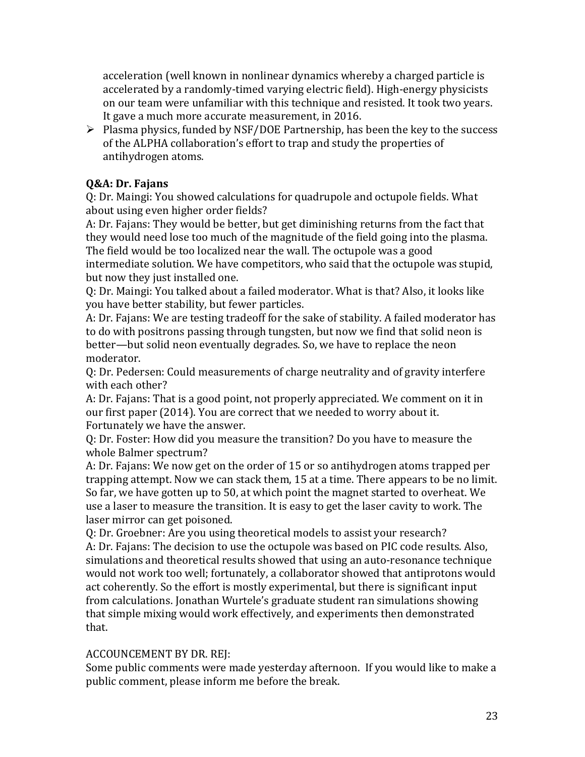acceleration (well known in nonlinear dynamics whereby a charged particle is accelerated by a randomly-timed varying electric field). High-energy physicists on our team were unfamiliar with this technique and resisted. It took two years. It gave a much more accurate measurement, in 2016.

- Plasma physics, funded by NSF/DOE Partnership, has been the key to the success of the ALPHA collaboration's effort to trap and study the properties of antihydrogen atoms.

**Q&A: Dr. Fajans**

Q: Dr. Maingi: You showed calculations for quadrupole and octupole fields. What about using even higher order fields?

A: Dr. Fajans: They would be better, but get diminishing returns from the fact that they would need lose too much of the magnitude of the field going into the plasma. The field would be too localized near the wall. The octupole was a good intermediate solution. We have competitors, who said that the octupole was stupid, but now they just installed one.

Q: Dr. Maingi: You talked about a failed moderator. What is that? Also, it looks like you have better stability, but fewer particles.

A: Dr. Fajans: We are testing tradeoff for the sake of stability. A failed moderator has to do with positrons passing through tungsten, but now we find that solid neon is better—but solid neon eventually degrades. So, we have to replace the neon moderator.

Q: Dr. Pedersen: Could measurements of charge neutrality and of gravity interfere with each other?

A: Dr. Fajans: That is a good point, not properly appreciated. We comment on it in our first paper (2014). You are correct that we needed to worry about it. Fortunately we have the answer.

Q: Dr. Foster: How did you measure the transition? Do you have to measure the whole Balmer spectrum?

A: Dr. Fajans: We now get on the order of 15 or so antihydrogen atoms trapped per trapping attempt. Now we can stack them, 15 at a time. There appears to be no limit. So far, we have gotten up to 50, at which point the magnet started to overheat. We use a laser to measure the transition. It is easy to get the laser cavity to work. The laser mirror can get poisoned.

Q: Dr. Groebner: Are you using theoretical models to assist your research?

A: Dr. Fajans: The decision to use the octupole was based on PIC code results. Also, simulations and theoretical results showed that using an auto-resonance technique would not work too well; fortunately, a collaborator showed that antiprotons would act coherently. So the effort is mostly experimental, but there is significant input from calculations. Jonathan Wurtele's graduate student ran simulations showing that simple mixing would work effectively, and experiments then demonstrated that.

ACCOUNCEMENT BY DR. REJ:

Some public comments were made yesterday afternoon. If you would like to make a public comment, please inform me before the break.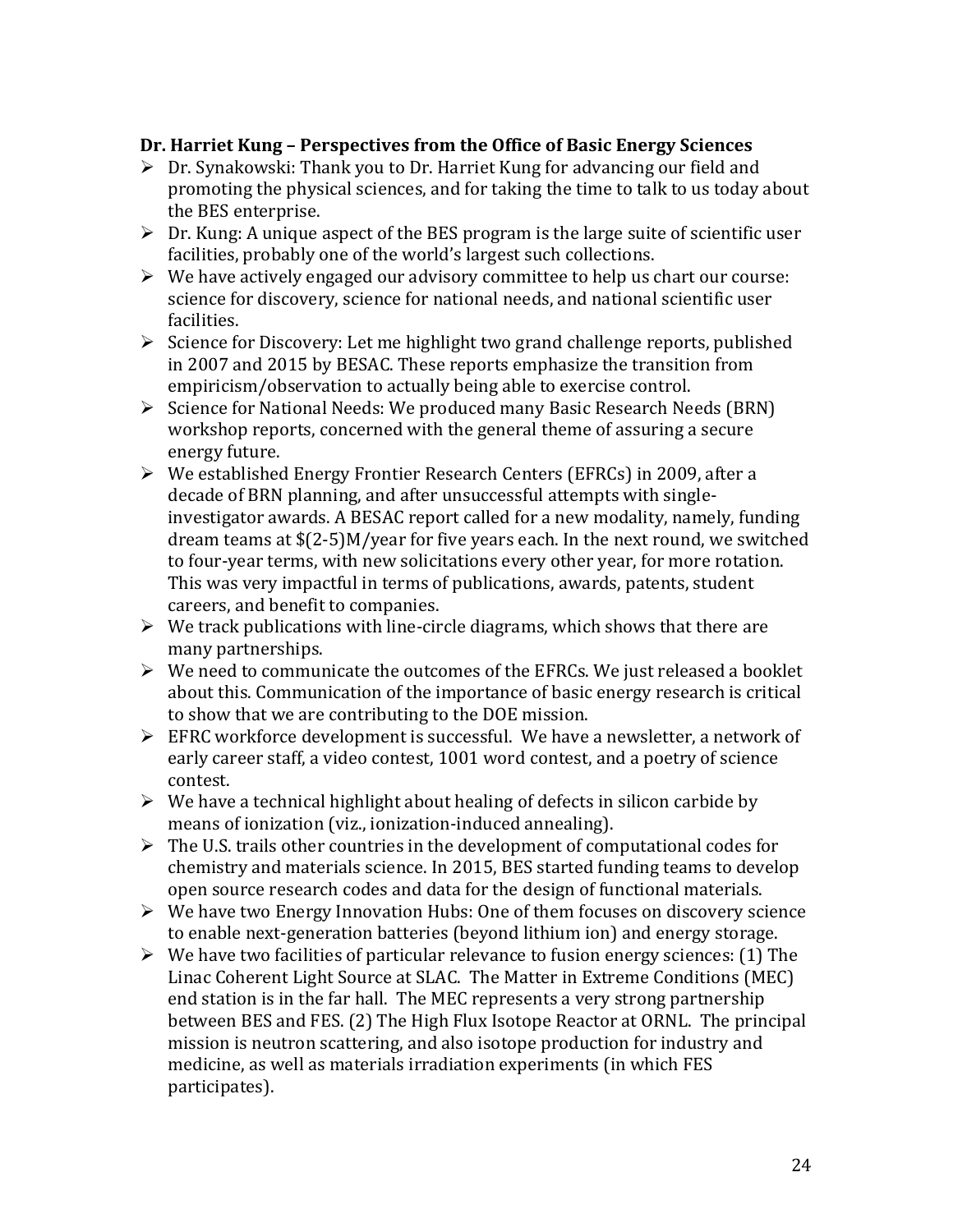**Dr. Harriet Kung – Perspectives from the Office of Basic Energy Sciences**

- Dr. Synakowski: Thank you to Dr. Harriet Kung for advancing our field and promoting the physical sciences, and for taking the time to talk to us today about the BES enterprise.
- Dr. Kung: A unique aspect of the BES program is the large suite of scientific user facilities, probably one of the world's largest such collections.
- We have actively engaged our advisory committee to help us chart our course: science for discovery, science for national needs, and national scientific user facilities.
- Science for Discovery: Let me highlight two grand challenge reports, published in 2007 and 2015 by BESAC. These reports emphasize the transition from empiricism/observation to actually being able to exercise control.
- Science for National Needs: We produced many Basic Research Needs (BRN) workshop reports, concerned with the general theme of assuring a secure energy future.
- We established Energy Frontier Research Centers (EFRCs) in 2009, after a decade of BRN planning, and after unsuccessful attempts with single-investigator awards. A BESAC report called for a new modality, namely, funding dream teams at $(2-5)M/year for five years each. In the next round, we switched to four-year terms, with new solicitations every other year, for more rotation. This was very impactful in terms of publications, awards, patents, student careers, and benefit to companies.
- We track publications with line-circle diagrams, which shows that there are many partnerships.
- We need to communicate the outcomes of the EFRCs. We just released a booklet about this. Communication of the importance of basic energy research is critical to show that we are contributing to the DOE mission.
- EFRC workforce development is successful. We have a newsletter, a network of early career staff, a video contest, 1001 word contest, and a poetry of science contest.
- We have a technical highlight about healing of defects in silicon carbide by means of ionization (viz., ionization-induced annealing).
- The U.S. trails other countries in the development of computational codes for chemistry and materials science. In 2015, BES started funding teams to develop open source research codes and data for the design of functional materials.
- We have two Energy Innovation Hubs: One of them focuses on discovery science to enable next-generation batteries (beyond lithium ion) and energy storage.
- We have two facilities of particular relevance to fusion energy sciences: (1) The Linac Coherent Light Source at SLAC. The Matter in Extreme Conditions (MEC) end station is in the far hall. The MEC represents a very strong partnership between BES and FES. (2) The High Flux Isotope Reactor at ORNL. The principal mission is neutron scattering, and also isotope production for industry and medicine, as well as materials irradiation experiments (in which FES participates).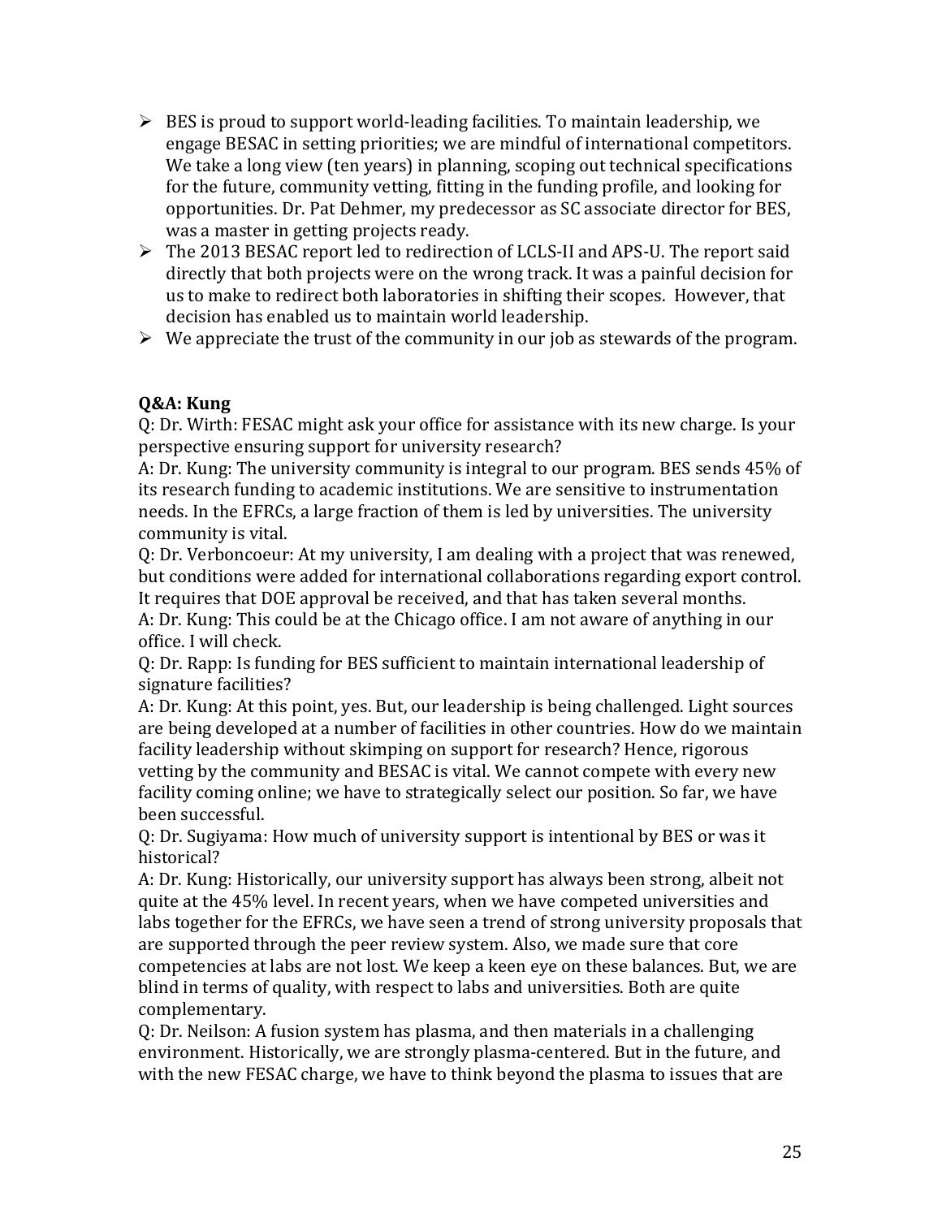- BES is proud to support world-leading facilities. To maintain leadership, we engage BESAC in setting priorities; we are mindful of international competitors. We take a long view (ten years) in planning, scoping out technical specifications for the future, community vetting, fitting in the funding profile, and looking for opportunities. Dr. Pat Dehmer, my predecessor as SC associate director for BES, was a master in getting projects ready.
- The 2013 BESAC report led to redirection of LCLS-II and APS-U. The report said directly that both projects were on the wrong track. It was a painful decision for us to make to redirect both laboratories in shifting their scopes. However, that decision has enabled us to maintain world leadership.
- We appreciate the trust of the community in our job as stewards of the program.

**Q&A: Kung**

Q: Dr. Wirth: FESAC might ask your office for assistance with its new charge. Is your perspective ensuring support for university research?

A: Dr. Kung: The university community is integral to our program. BES sends 45% of its research funding to academic institutions. We are sensitive to instrumentation needs. In the EFRCs, a large fraction of them is led by universities. The university community is vital.

Q: Dr. Verboncoeur: At my university, I am dealing with a project that was renewed, but conditions were added for international collaborations regarding export control. It requires that DOE approval be received, and that has taken several months.

A: Dr. Kung: This could be at the Chicago office. I am not aware of anything in our office. I will check.

Q: Dr. Rapp: Is funding for BES sufficient to maintain international leadership of signature facilities?

A: Dr. Kung: At this point, yes. But, our leadership is being challenged. Light sources are being developed at a number of facilities in other countries. How do we maintain facility leadership without skimping on support for research? Hence, rigorous vetting by the community and BESAC is vital. We cannot compete with every new facility coming online; we have to strategically select our position. So far, we have been successful.

Q: Dr. Sugiyama: How much of university support is intentional by BES or was it historical?

A: Dr. Kung: Historically, our university support has always been strong, albeit not quite at the 45% level. In recent years, when we have competed universities and labs together for the EFRCs, we have seen a trend of strong university proposals that are supported through the peer review system. Also, we made sure that core competencies at labs are not lost. We keep a keen eye on these balances. But, we are blind in terms of quality, with respect to labs and universities. Both are quite complementary.

Q: Dr. Neilson: A fusion system has plasma, and then materials in a challenging environment. Historically, we are strongly plasma-centered. But in the future, and with the new FESAC charge, we have to think beyond the plasma to issues that are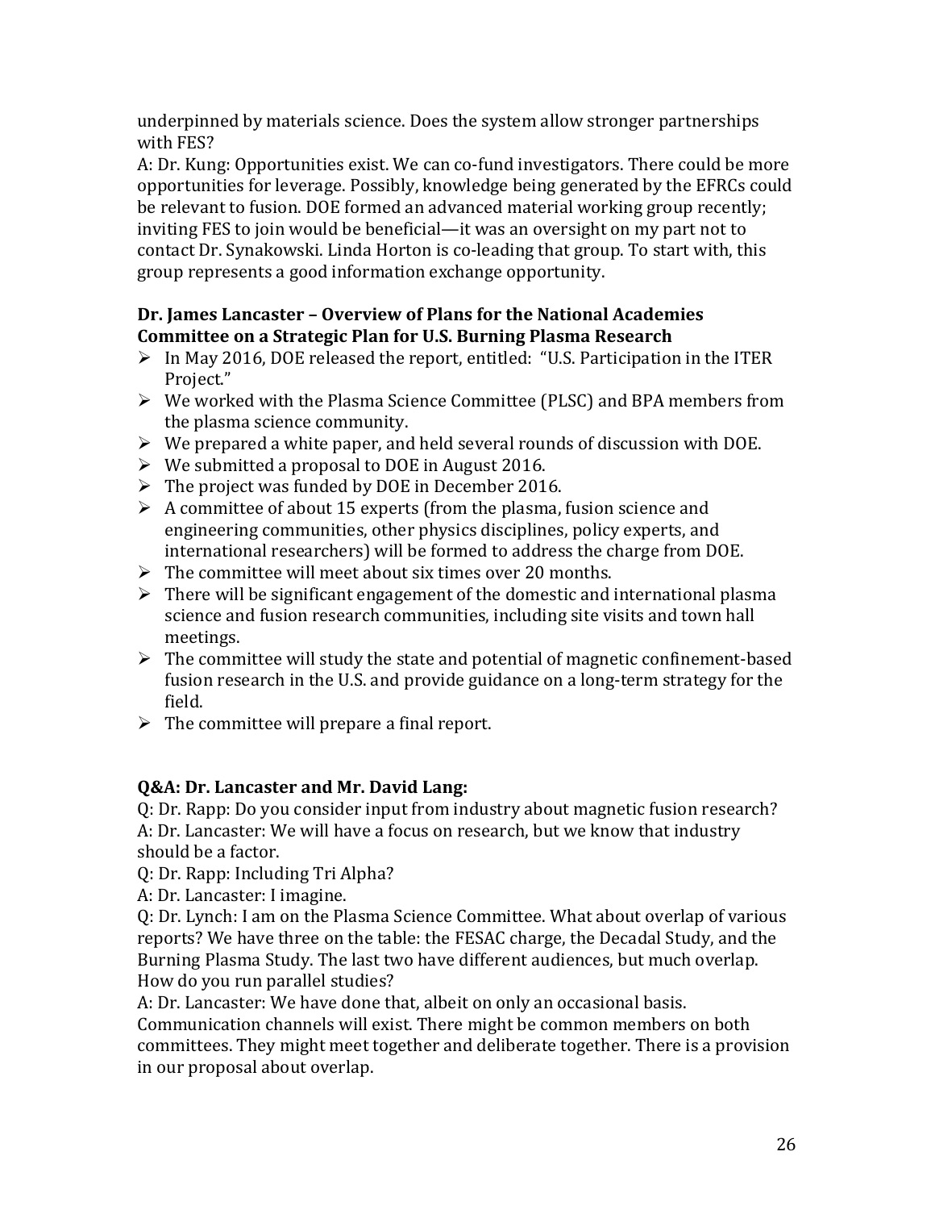underpinned by materials science. Does the system allow stronger partnerships with FES?

A: Dr. Kung: Opportunities exist. We can co-fund investigators. There could be more opportunities for leverage. Possibly, knowledge being generated by the EFRCs could be relevant to fusion. DOE formed an advanced material working group recently; inviting FES to join would be beneficial—it was an oversight on my part not to contact Dr. Synakowski. Linda Horton is co-leading that group. To start with, this group represents a good information exchange opportunity.

**Dr. James Lancaster – Overview of Plans for the National Academies Committee on a Strategic Plan for U.S. Burning Plasma Research**

- In May 2016, DOE released the report, entitled: "U.S. Participation in the ITER Project."
- We worked with the Plasma Science Committee (PLSC) and BPA members from the plasma science community.
- We prepared a white paper, and held several rounds of discussion with DOE.
- We submitted a proposal to DOE in August 2016.
- The project was funded by DOE in December 2016.
- A committee of about 15 experts (from the plasma, fusion science and engineering communities, other physics disciplines, policy experts, and international researchers) will be formed to address the charge from DOE.
- The committee will meet about six times over 20 months.
- There will be significant engagement of the domestic and international plasma science and fusion research communities, including site visits and town hall meetings.
- The committee will study the state and potential of magnetic confinement-based fusion research in the U.S. and provide guidance on a long-term strategy for the field.
- The committee will prepare a final report.

**Q&A: Dr. Lancaster and Mr. David Lang:**

Q: Dr. Rapp: Do you consider input from industry about magnetic fusion research?

A: Dr. Lancaster: We will have a focus on research, but we know that industry should be a factor.

Q: Dr. Rapp: Including Tri Alpha?

A: Dr. Lancaster: I imagine.

Q: Dr. Lynch: I am on the Plasma Science Committee. What about overlap of various reports? We have three on the table: the FESAC charge, the Decadal Study, and the Burning Plasma Study. The last two have different audiences, but much overlap. How do you run parallel studies?

A: Dr. Lancaster: We have done that, albeit on only an occasional basis. Communication channels will exist. There might be common members on both committees. They might meet together and deliberate together. There is a provision in our proposal about overlap.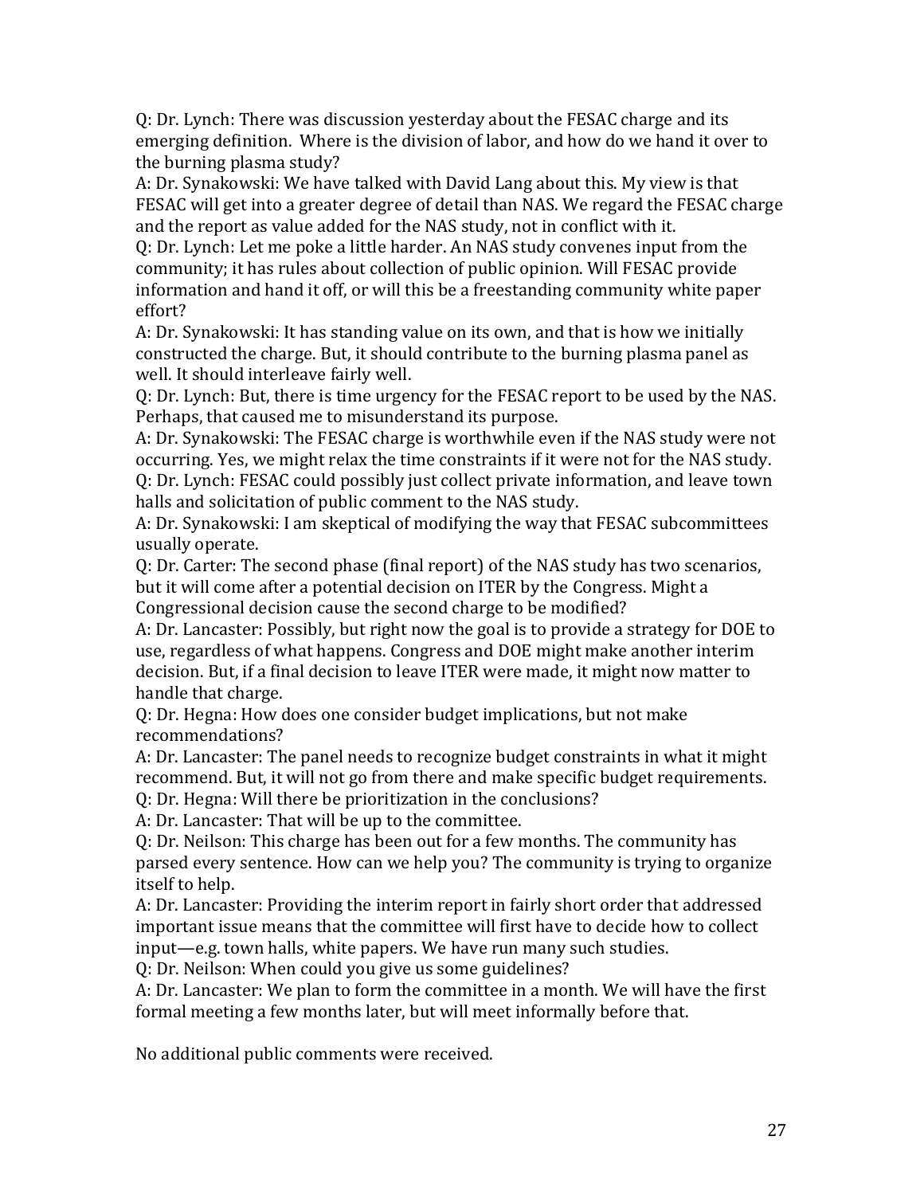Q: Dr. Lynch: There was discussion yesterday about the FESAC charge and its emerging definition. Where is the division of labor, and how do we hand it over to the burning plasma study?

A: Dr. Synakowski: We have talked with David Lang about this. My view is that FESAC will get into a greater degree of detail than NAS. We regard the FESAC charge and the report as value added for the NAS study, not in conflict with it.

Q: Dr. Lynch: Let me poke a little harder. An NAS study convenes input from the community; it has rules about collection of public opinion. Will FESAC provide information and hand it off, or will this be a freestanding community white paper effort?

A: Dr. Synakowski: It has standing value on its own, and that is how we initially constructed the charge. But, it should contribute to the burning plasma panel as well. It should interleave fairly well.

Q: Dr. Lynch: But, there is time urgency for the FESAC report to be used by the NAS. Perhaps, that caused me to misunderstand its purpose.

A: Dr. Synakowski: The FESAC charge is worthwhile even if the NAS study were not occurring. Yes, we might relax the time constraints if it were not for the NAS study.

Q: Dr. Lynch: FESAC could possibly just collect private information, and leave town halls and solicitation of public comment to the NAS study.

A: Dr. Synakowski: I am skeptical of modifying the way that FESAC subcommittees usually operate.

Q: Dr. Carter: The second phase (final report) of the NAS study has two scenarios, but it will come after a potential decision on ITER by the Congress. Might a Congressional decision cause the second charge to be modified?

A: Dr. Lancaster: Possibly, but right now the goal is to provide a strategy for DOE to use, regardless of what happens. Congress and DOE might make another interim decision. But, if a final decision to leave ITER were made, it might now matter to handle that charge.

Q: Dr. Hegna: How does one consider budget implications, but not make recommendations?

A: Dr. Lancaster: The panel needs to recognize budget constraints in what it might recommend. But, it will not go from there and make specific budget requirements.

Q: Dr. Hegna: Will there be prioritization in the conclusions?

A: Dr. Lancaster: That will be up to the committee.

Q: Dr. Neilson: This charge has been out for a few months. The community has parsed every sentence. How can we help you? The community is trying to organize itself to help.

A: Dr. Lancaster: Providing the interim report in fairly short order that addressed important issue means that the committee will first have to decide how to collect input—e.g. town halls, white papers. We have run many such studies.

Q: Dr. Neilson: When could you give us some guidelines?

A: Dr. Lancaster: We plan to form the committee in a month. We will have the first formal meeting a few months later, but will meet informally before that.

No additional public comments were received.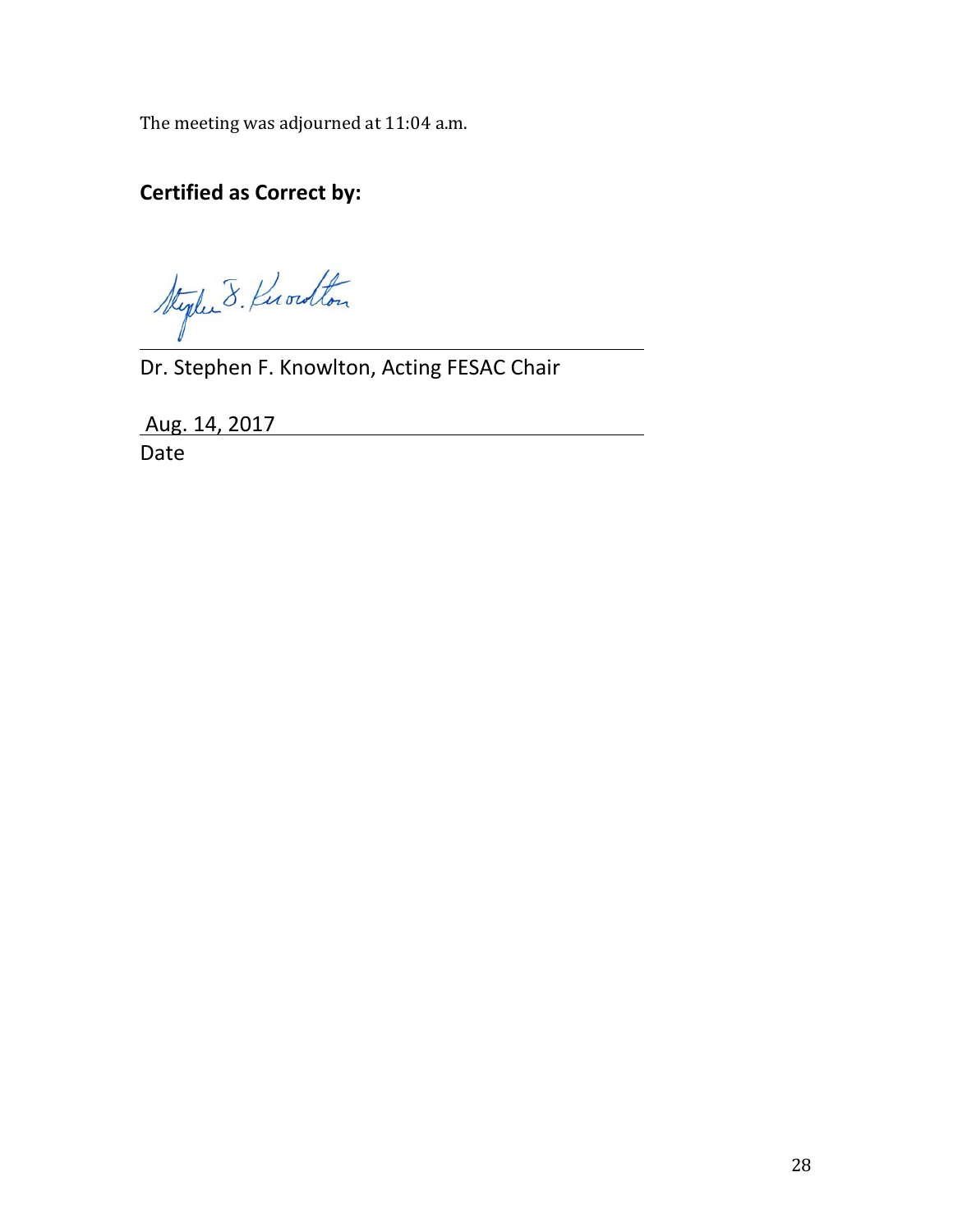The meeting was adjourned at 11:04 a.m.

**Certified as Correct by:**

Dr. Stephen F. Knowlton, Acting FESAC Chair

Aug. 14, 2017

Date